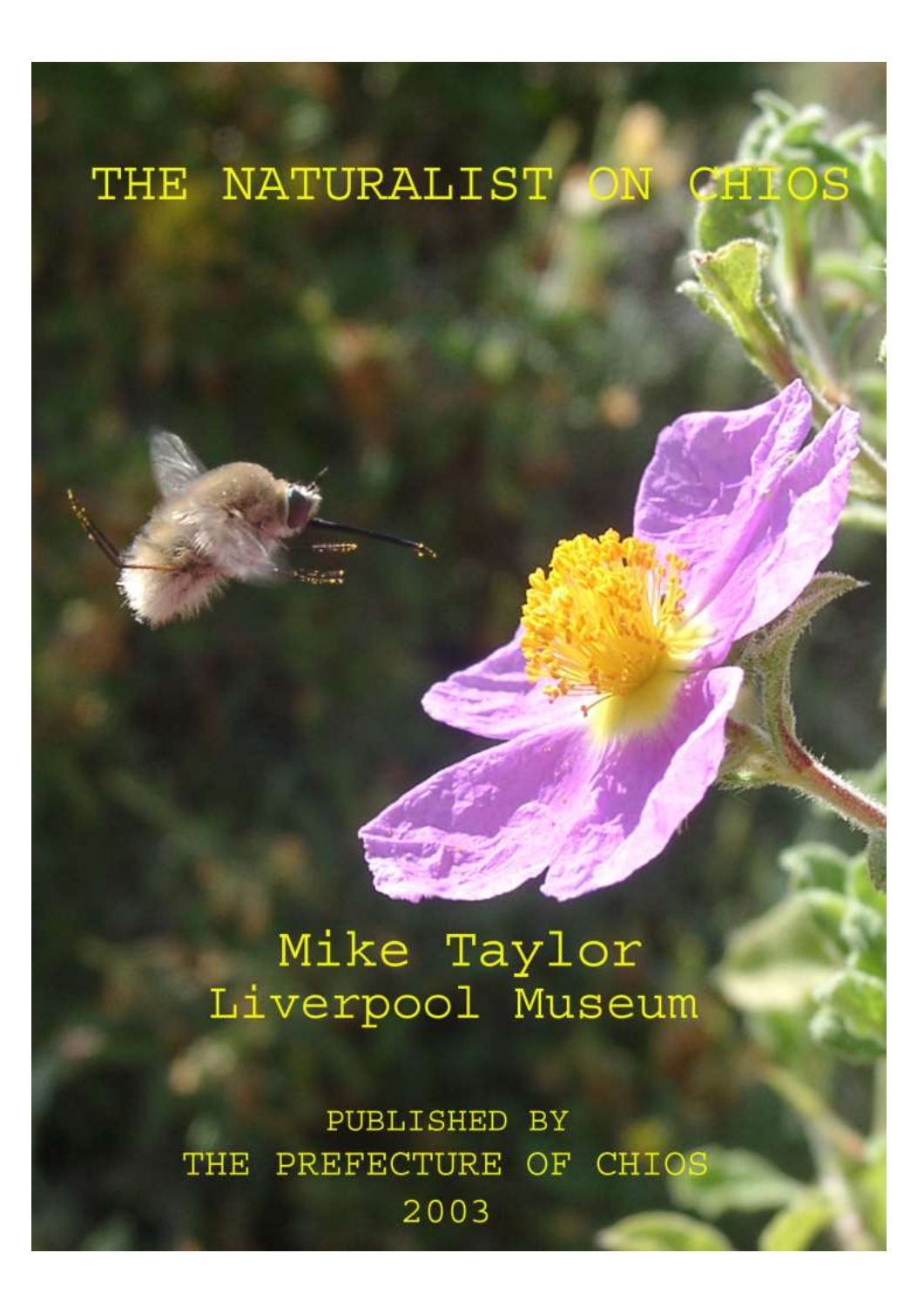# THE NATURALIST ON CHIOS

Mike Taylor
Liverpool Museum

PUBLISHED BY
THE PREFECTURE OF CHIOS
2003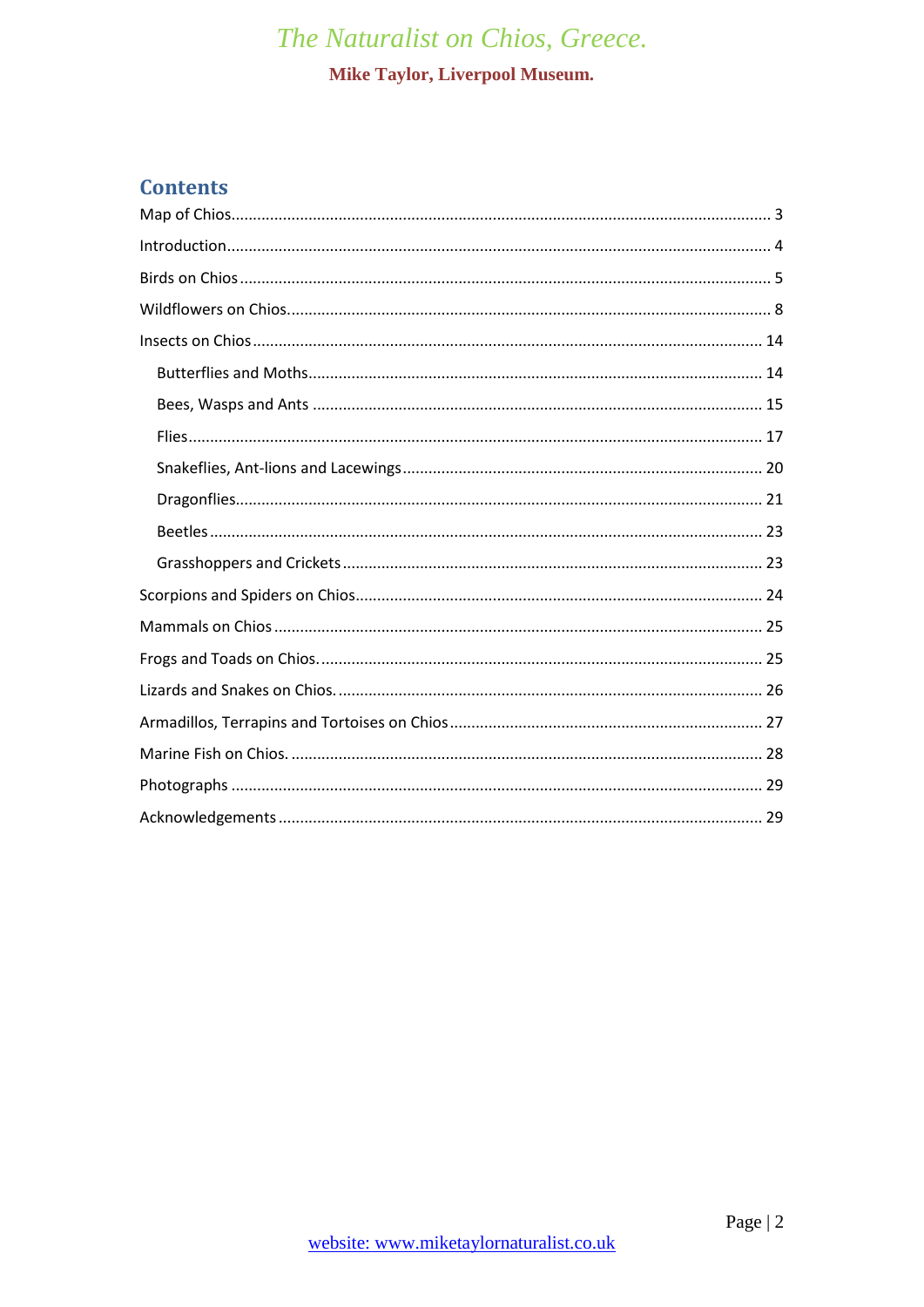## Contents

- Map of Chios ... 3
- Introduction ... 4
- Birds on Chios ... 5
- Wildflowers on Chios. ... 8
- Insects on Chios ... 14
  - Butterflies and Moths ... 14
  - Bees, Wasps and Ants ... 15
  - Flies ... 17
  - Snakeflies, Ant-lions and Lacewings ... 20
  - Dragonflies ... 21
  - Beetles ... 23
  - Grasshoppers and Crickets ... 23
- Scorpions and Spiders on Chios ... 24
- Mammals on Chios ... 25
- Frogs and Toads on Chios. ... 25
- Lizards and Snakes on Chios. ... 26
- Armadillos, Terrapins and Tortoises on Chios ... 27
- Marine Fish on Chios. ... 28
- Photographs ... 29
- Acknowledgements ... 29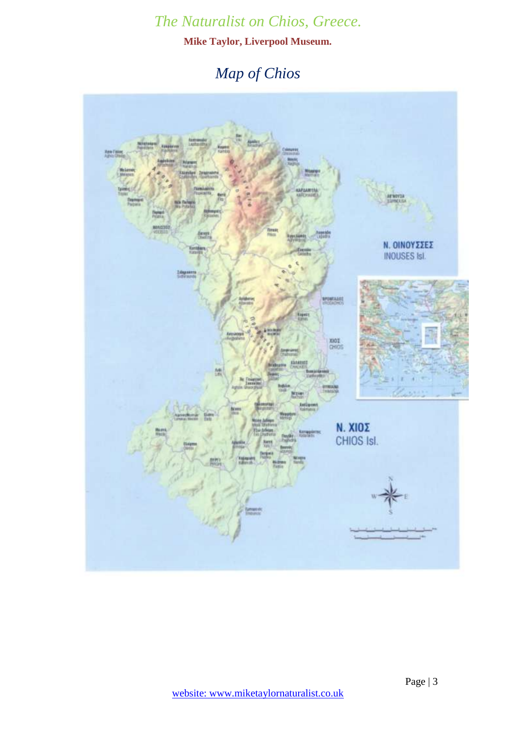# Map of Chios

N. ΟΙΝΟΥΣΣΕΣ
INOUSES Isl.

N. ΧΙΟΣ
CHIOS Isl.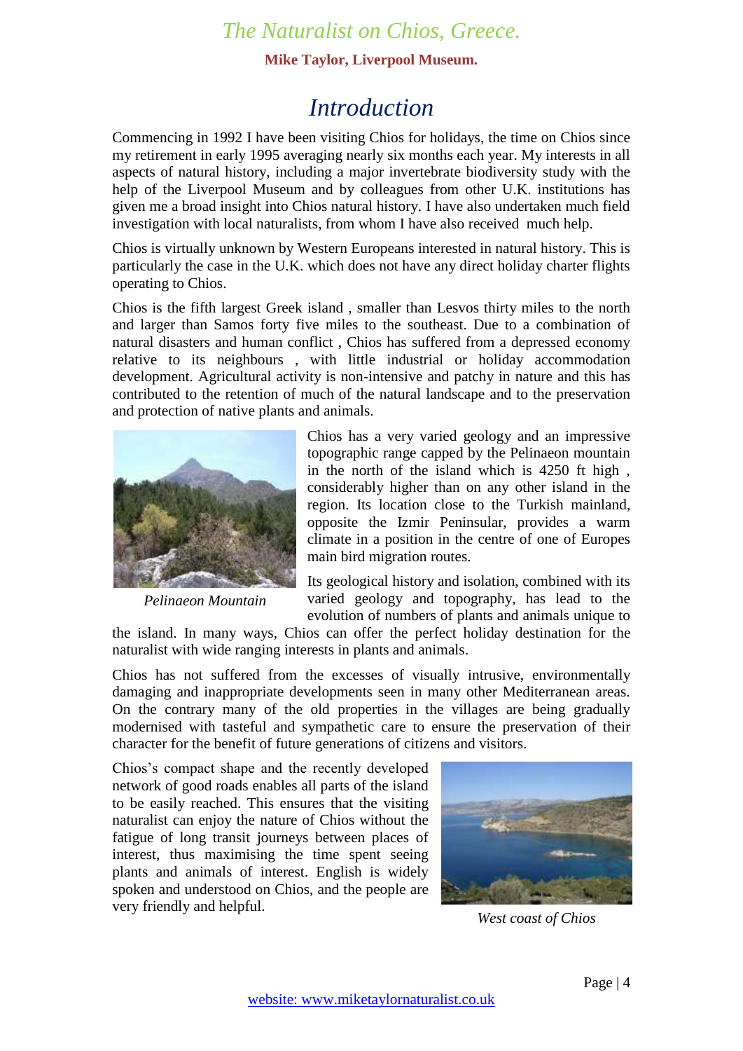# Introduction

Commencing in 1992 I have been visiting Chios for holidays, the time on Chios since my retirement in early 1995 averaging nearly six months each year. My interests in all aspects of natural history, including a major invertebrate biodiversity study with the help of the Liverpool Museum and by colleagues from other U.K. institutions has given me a broad insight into Chios natural history. I have also undertaken much field investigation with local naturalists, from whom I have also received much help.

Chios is virtually unknown by Western Europeans interested in natural history. This is particularly the case in the U.K. which does not have any direct holiday charter flights operating to Chios.

Chios is the fifth largest Greek island , smaller than Lesvos thirty miles to the north and larger than Samos forty five miles to the southeast. Due to a combination of natural disasters and human conflict , Chios has suffered from a depressed economy relative to its neighbours , with little industrial or holiday accommodation development. Agricultural activity is non-intensive and patchy in nature and this has contributed to the retention of much of the natural landscape and to the preservation and protection of native plants and animals.

*Pelinaeon Mountain*

Chios has a very varied geology and an impressive topographic range capped by the Pelinaeon mountain in the north of the island which is 4250 ft high , considerably higher than on any other island in the region. Its location close to the Turkish mainland, opposite the Izmir Peninsular, provides a warm climate in a position in the centre of one of Europes main bird migration routes.

Its geological history and isolation, combined with its varied geology and topography, has lead to the evolution of numbers of plants and animals unique to the island. In many ways, Chios can offer the perfect holiday destination for the naturalist with wide ranging interests in plants and animals.

Chios has not suffered from the excesses of visually intrusive, environmentally damaging and inappropriate developments seen in many other Mediterranean areas. On the contrary many of the old properties in the villages are being gradually modernised with tasteful and sympathetic care to ensure the preservation of their character for the benefit of future generations of citizens and visitors.

Chios's compact shape and the recently developed network of good roads enables all parts of the island to be easily reached. This ensures that the visiting naturalist can enjoy the nature of Chios without the fatigue of long transit journeys between places of interest, thus maximising the time spent seeing plants and animals of interest. English is widely spoken and understood on Chios, and the people are very friendly and helpful.

*West coast of Chios*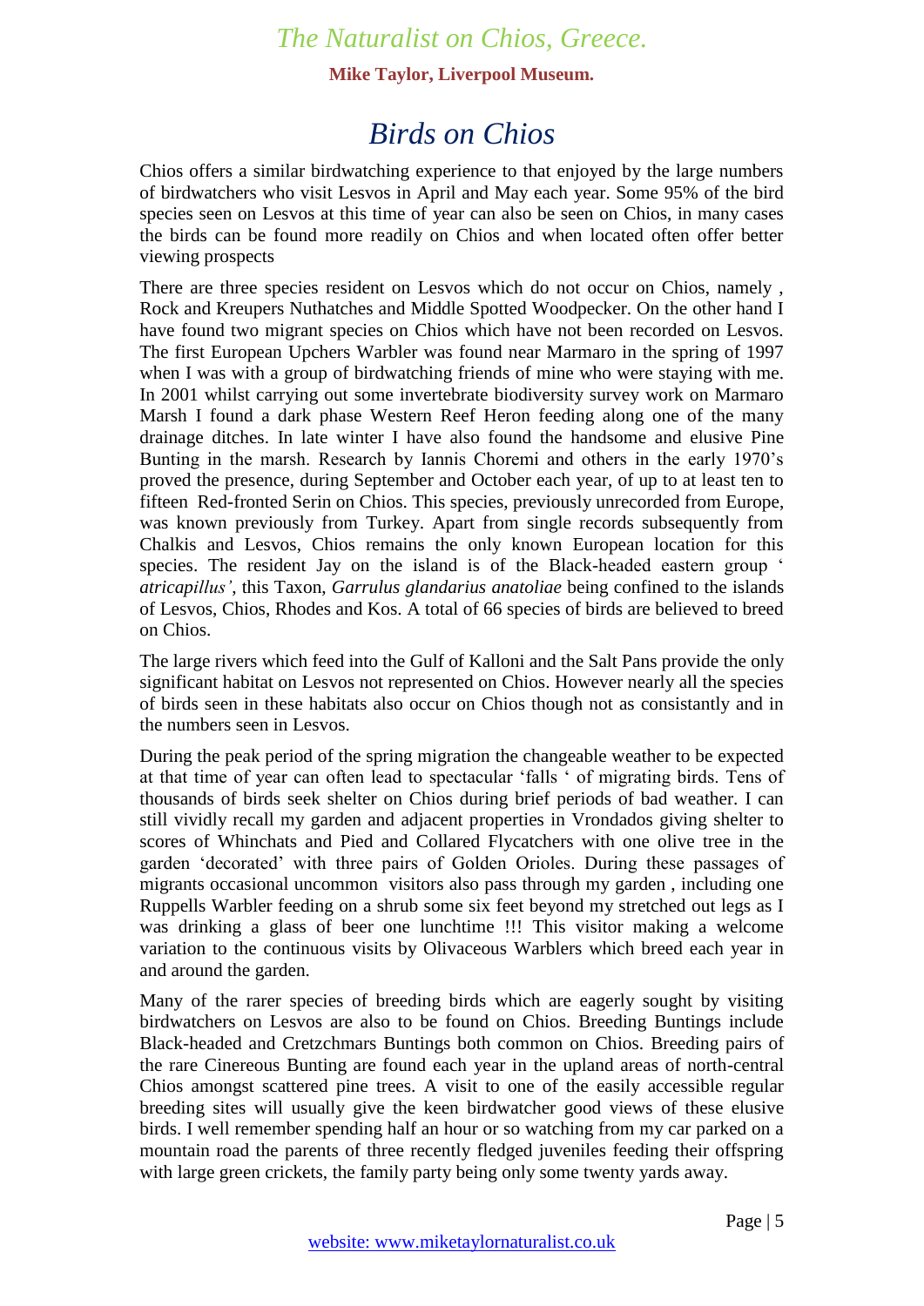# Birds on Chios

Chios offers a similar birdwatching experience to that enjoyed by the large numbers of birdwatchers who visit Lesvos in April and May each year. Some 95% of the bird species seen on Lesvos at this time of year can also be seen on Chios, in many cases the birds can be found more readily on Chios and when located often offer better viewing prospects

There are three species resident on Lesvos which do not occur on Chios, namely , Rock and Kreupers Nuthatches and Middle Spotted Woodpecker. On the other hand I have found two migrant species on Chios which have not been recorded on Lesvos. The first European Upchers Warbler was found near Marmaro in the spring of 1997 when I was with a group of birdwatching friends of mine who were staying with me. In 2001 whilst carrying out some invertebrate biodiversity survey work on Marmaro Marsh I found a dark phase Western Reef Heron feeding along one of the many drainage ditches. In late winter I have also found the handsome and elusive Pine Bunting in the marsh. Research by Iannis Choremi and others in the early 1970's proved the presence, during September and October each year, of up to at least ten to fifteen Red-fronted Serin on Chios. This species, previously unrecorded from Europe, was known previously from Turkey. Apart from single records subsequently from Chalkis and Lesvos, Chios remains the only known European location for this species. The resident Jay on the island is of the Black-headed eastern group '*atricapillus'*, this Taxon, *Garrulus glandarius anatoliae* being confined to the islands of Lesvos, Chios, Rhodes and Kos. A total of 66 species of birds are believed to breed on Chios.

The large rivers which feed into the Gulf of Kalloni and the Salt Pans provide the only significant habitat on Lesvos not represented on Chios. However nearly all the species of birds seen in these habitats also occur on Chios though not as consistantly and in the numbers seen in Lesvos.

During the peak period of the spring migration the changeable weather to be expected at that time of year can often lead to spectacular 'falls ' of migrating birds. Tens of thousands of birds seek shelter on Chios during brief periods of bad weather. I can still vividly recall my garden and adjacent properties in Vrondados giving shelter to scores of Whinchats and Pied and Collared Flycatchers with one olive tree in the garden 'decorated' with three pairs of Golden Orioles. During these passages of migrants occasional uncommon visitors also pass through my garden , including one Ruppells Warbler feeding on a shrub some six feet beyond my stretched out legs as I was drinking a glass of beer one lunchtime !!! This visitor making a welcome variation to the continuous visits by Olivaceous Warblers which breed each year in and around the garden.

Many of the rarer species of breeding birds which are eagerly sought by visiting birdwatchers on Lesvos are also to be found on Chios. Breeding Buntings include Black-headed and Cretzchmars Buntings both common on Chios. Breeding pairs of the rare Cinereous Bunting are found each year in the upland areas of north-central Chios amongst scattered pine trees. A visit to one of the easily accessible regular breeding sites will usually give the keen birdwatcher good views of these elusive birds. I well remember spending half an hour or so watching from my car parked on a mountain road the parents of three recently fledged juveniles feeding their offspring with large green crickets, the family party being only some twenty yards away.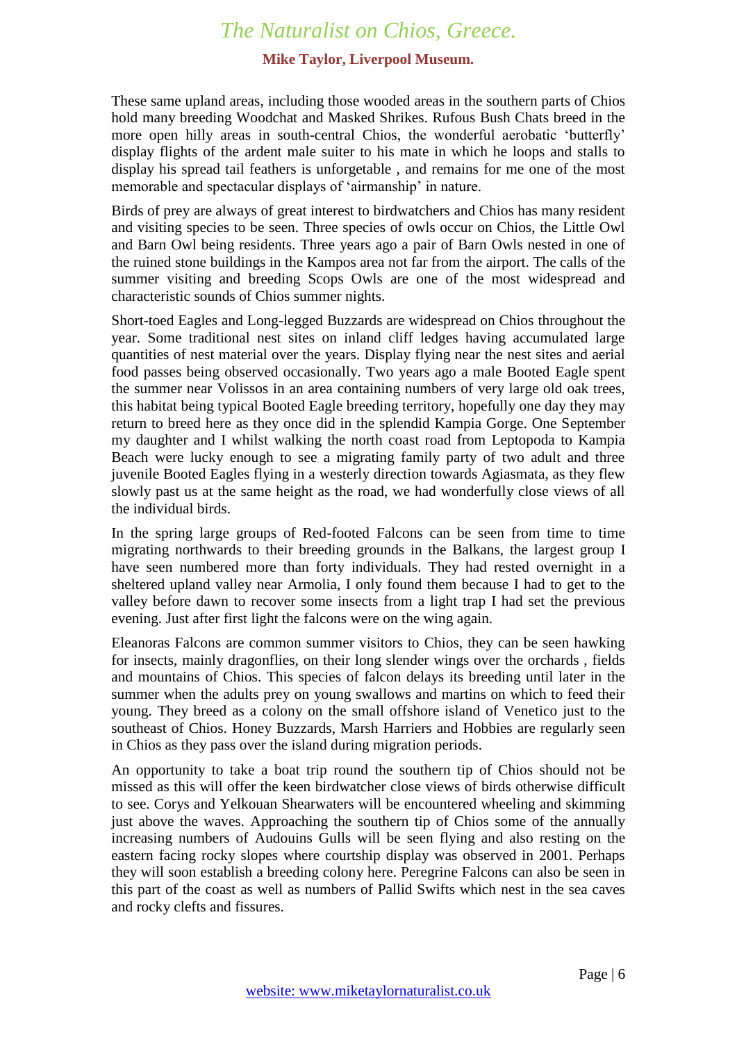These same upland areas, including those wooded areas in the southern parts of Chios hold many breeding Woodchat and Masked Shrikes. Rufous Bush Chats breed in the more open hilly areas in south-central Chios, the wonderful aerobatic 'butterfly' display flights of the ardent male suiter to his mate in which he loops and stalls to display his spread tail feathers is unforgetable , and remains for me one of the most memorable and spectacular displays of 'airmanship' in nature.

Birds of prey are always of great interest to birdwatchers and Chios has many resident and visiting species to be seen. Three species of owls occur on Chios, the Little Owl and Barn Owl being residents. Three years ago a pair of Barn Owls nested in one of the ruined stone buildings in the Kampos area not far from the airport. The calls of the summer visiting and breeding Scops Owls are one of the most widespread and characteristic sounds of Chios summer nights.

Short-toed Eagles and Long-legged Buzzards are widespread on Chios throughout the year. Some traditional nest sites on inland cliff ledges having accumulated large quantities of nest material over the years. Display flying near the nest sites and aerial food passes being observed occasionally. Two years ago a male Booted Eagle spent the summer near Volissos in an area containing numbers of very large old oak trees, this habitat being typical Booted Eagle breeding territory, hopefully one day they may return to breed here as they once did in the splendid Kampia Gorge. One September my daughter and I whilst walking the north coast road from Leptopoda to Kampia Beach were lucky enough to see a migrating family party of two adult and three juvenile Booted Eagles flying in a westerly direction towards Agiasmata, as they flew slowly past us at the same height as the road, we had wonderfully close views of all the individual birds.

In the spring large groups of Red-footed Falcons can be seen from time to time migrating northwards to their breeding grounds in the Balkans, the largest group I have seen numbered more than forty individuals. They had rested overnight in a sheltered upland valley near Armolia, I only found them because I had to get to the valley before dawn to recover some insects from a light trap I had set the previous evening. Just after first light the falcons were on the wing again.

Eleanoras Falcons are common summer visitors to Chios, they can be seen hawking for insects, mainly dragonflies, on their long slender wings over the orchards , fields and mountains of Chios. This species of falcon delays its breeding until later in the summer when the adults prey on young swallows and martins on which to feed their young. They breed as a colony on the small offshore island of Venetico just to the southeast of Chios. Honey Buzzards, Marsh Harriers and Hobbies are regularly seen in Chios as they pass over the island during migration periods.

An opportunity to take a boat trip round the southern tip of Chios should not be missed as this will offer the keen birdwatcher close views of birds otherwise difficult to see. Corys and Yelkouan Shearwaters will be encountered wheeling and skimming just above the waves. Approaching the southern tip of Chios some of the annually increasing numbers of Audouins Gulls will be seen flying and also resting on the eastern facing rocky slopes where courtship display was observed in 2001. Perhaps they will soon establish a breeding colony here. Peregrine Falcons can also be seen in this part of the coast as well as numbers of Pallid Swifts which nest in the sea caves and rocky clefts and fissures.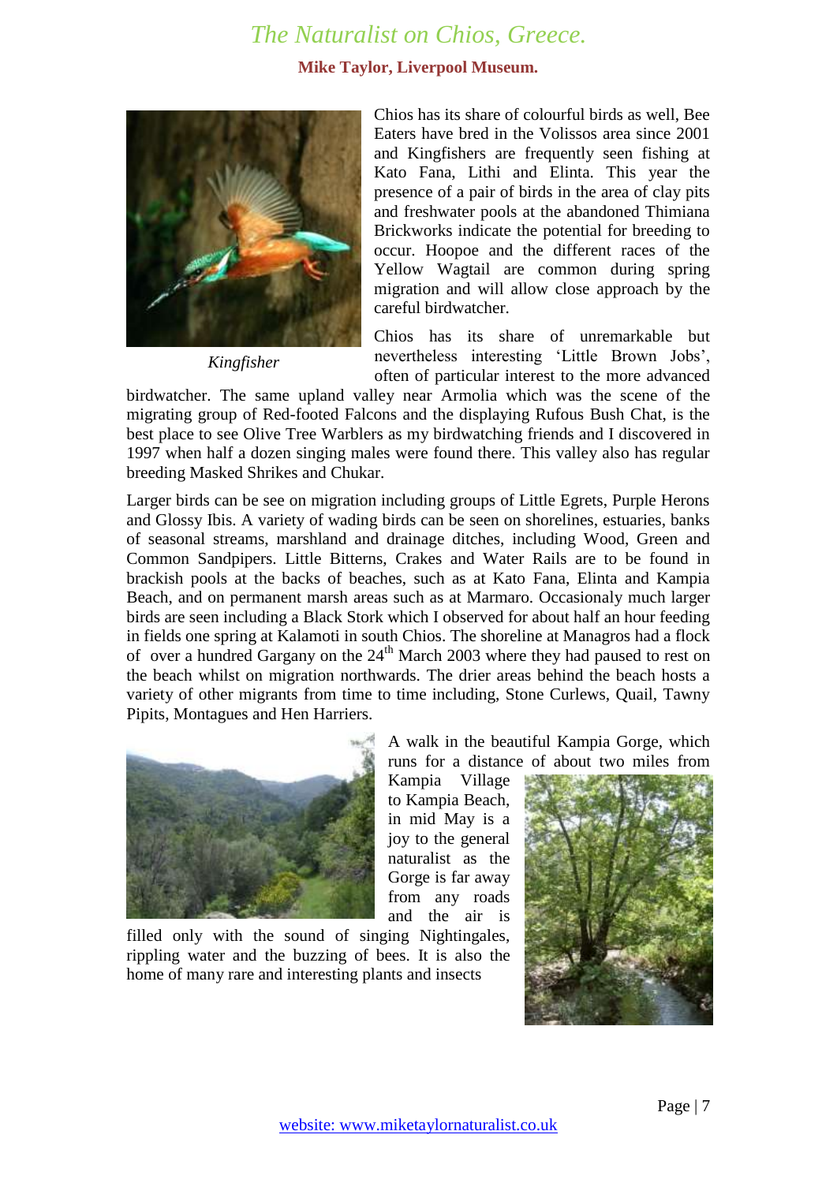Chios has its share of colourful birds as well, Bee Eaters have bred in the Volissos area since 2001 and Kingfishers are frequently seen fishing at Kato Fana, Lithi and Elinta. This year the presence of a pair of birds in the area of clay pits and freshwater pools at the abandoned Thimiana Brickworks indicate the potential for breeding to occur. Hoopoe and the different races of the Yellow Wagtail are common during spring migration and will allow close approach by the careful birdwatcher.

*Kingfisher*

Chios has its share of unremarkable but nevertheless interesting 'Little Brown Jobs', often of particular interest to the more advanced birdwatcher. The same upland valley near Armolia which was the scene of the migrating group of Red-footed Falcons and the displaying Rufous Bush Chat, is the best place to see Olive Tree Warblers as my birdwatching friends and I discovered in 1997 when half a dozen singing males were found there. This valley also has regular breeding Masked Shrikes and Chukar.

Larger birds can be see on migration including groups of Little Egrets, Purple Herons and Glossy Ibis. A variety of wading birds can be seen on shorelines, estuaries, banks of seasonal streams, marshland and drainage ditches, including Wood, Green and Common Sandpipers. Little Bitterns, Crakes and Water Rails are to be found in brackish pools at the backs of beaches, such as at Kato Fana, Elinta and Kampia Beach, and on permanent marsh areas such as at Marmaro. Occasionaly much larger birds are seen including a Black Stork which I observed for about half an hour feeding in fields one spring at Kalamoti in south Chios. The shoreline at Managros had a flock of over a hundred Gargany on the 24th March 2003 where they had paused to rest on the beach whilst on migration northwards. The drier areas behind the beach hosts a variety of other migrants from time to time including, Stone Curlews, Quail, Tawny Pipits, Montagues and Hen Harriers.

A walk in the beautiful Kampia Gorge, which runs for a distance of about two miles from Kampia Village to Kampia Beach, in mid May is a joy to the general naturalist as the Gorge is far away from any roads and the air is filled only with the sound of singing Nightingales, rippling water and the buzzing of bees. It is also the home of many rare and interesting plants and insects

website: www.miketaylornaturalist.co.uk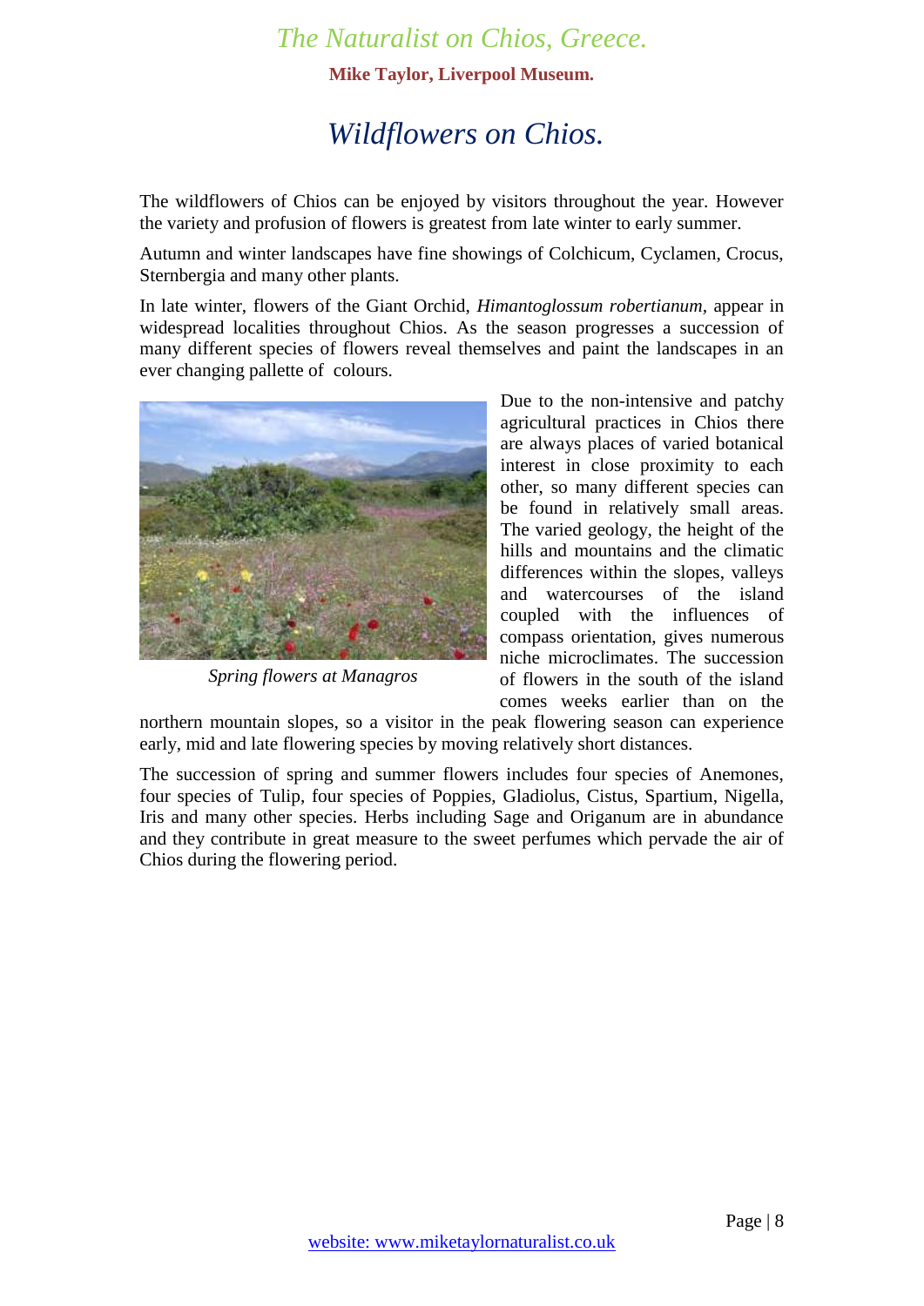# Wildflowers on Chios.

The wildflowers of Chios can be enjoyed by visitors throughout the year. However the variety and profusion of flowers is greatest from late winter to early summer.

Autumn and winter landscapes have fine showings of Colchicum, Cyclamen, Crocus, Sternbergia and many other plants.

In late winter, flowers of the Giant Orchid, *Himantoglossum robertianum*, appear in widespread localities throughout Chios. As the season progresses a succession of many different species of flowers reveal themselves and paint the landscapes in an ever changing pallette of colours.

*Spring flowers at Managros*

Due to the non-intensive and patchy agricultural practices in Chios there are always places of varied botanical interest in close proximity to each other, so many different species can be found in relatively small areas. The varied geology, the height of the hills and mountains and the climatic differences within the slopes, valleys and watercourses of the island coupled with the influences of compass orientation, gives numerous niche microclimates. The succession of flowers in the south of the island comes weeks earlier than on the northern mountain slopes, so a visitor in the peak flowering season can experience early, mid and late flowering species by moving relatively short distances.

The succession of spring and summer flowers includes four species of Anemones, four species of Tulip, four species of Poppies, Gladiolus, Cistus, Spartium, Nigella, Iris and many other species. Herbs including Sage and Origanum are in abundance and they contribute in great measure to the sweet perfumes which pervade the air of Chios during the flowering period.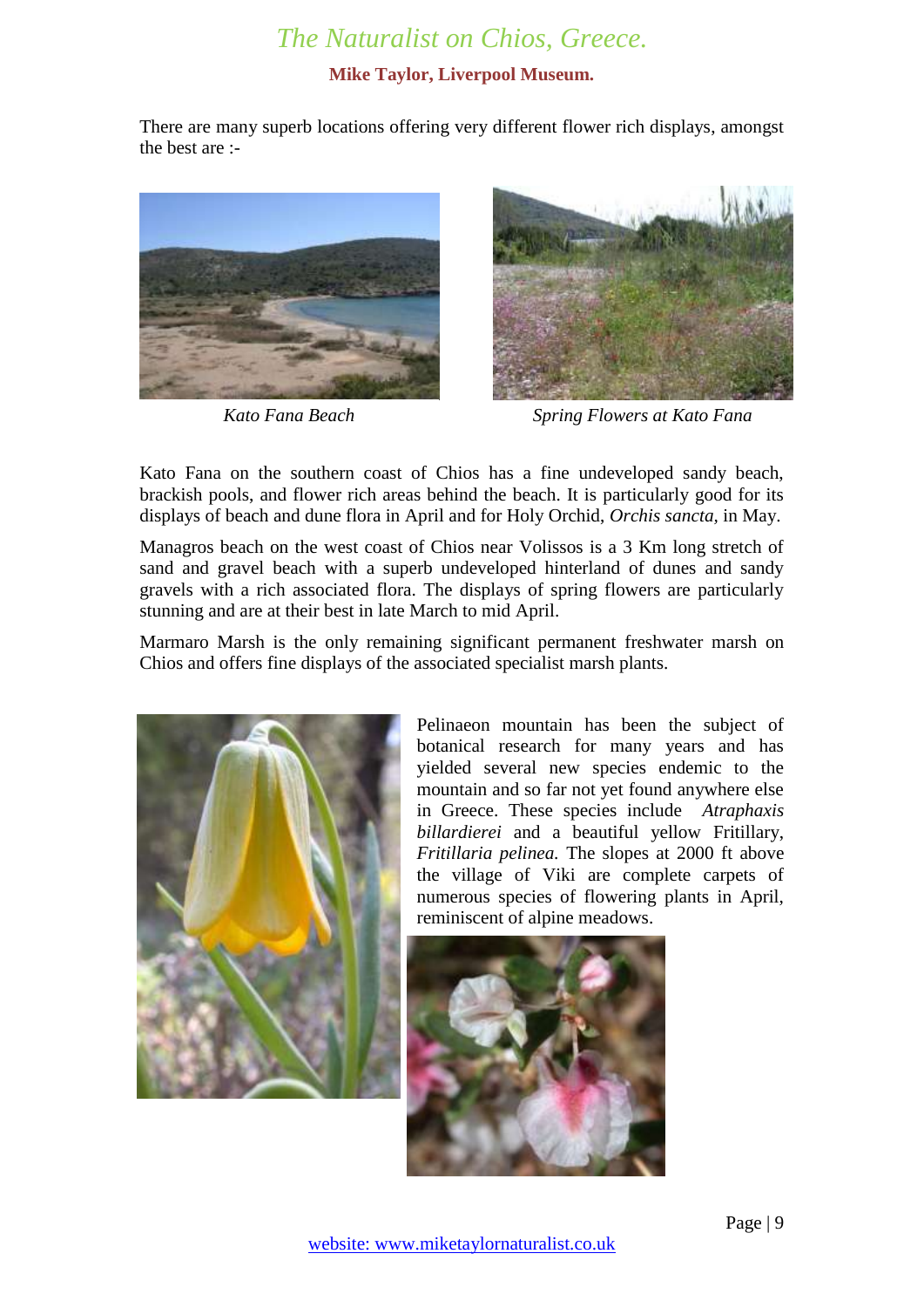There are many superb locations offering very different flower rich displays, amongst the best are :-

*Kato Fana Beach*

*Spring Flowers at Kato Fana*

Kato Fana on the southern coast of Chios has a fine undeveloped sandy beach, brackish pools, and flower rich areas behind the beach. It is particularly good for its displays of beach and dune flora in April and for Holy Orchid, *Orchis sancta,* in May.

Managros beach on the west coast of Chios near Volissos is a 3 Km long stretch of sand and gravel beach with a superb undeveloped hinterland of dunes and sandy gravels with a rich associated flora. The displays of spring flowers are particularly stunning and are at their best in late March to mid April.

Marmaro Marsh is the only remaining significant permanent freshwater marsh on Chios and offers fine displays of the associated specialist marsh plants.

Pelinaeon mountain has been the subject of botanical research for many years and has yielded several new species endemic to the mountain and so far not yet found anywhere else in Greece. These species include *Atraphaxis billardierei* and a beautiful yellow Fritillary, *Fritillaria pelinea.* The slopes at 2000 ft above the village of Viki are complete carpets of numerous species of flowering plants in April, reminiscent of alpine meadows.

website: www.miketaylornaturalist.co.uk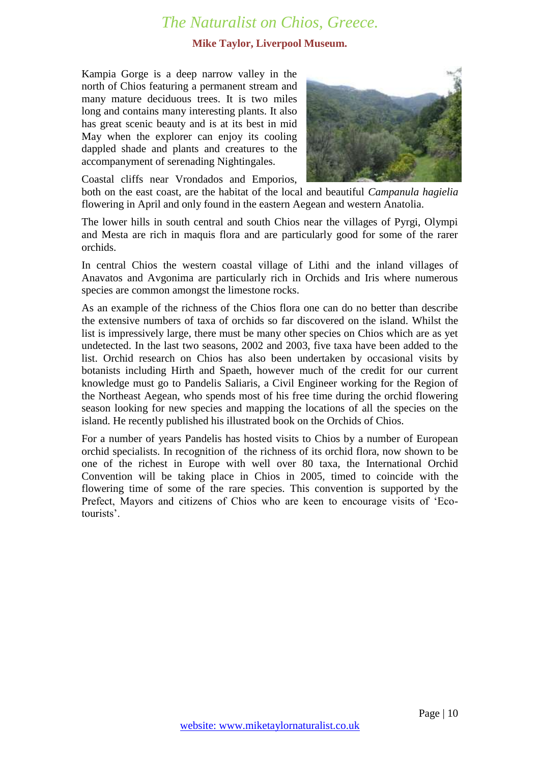Kampia Gorge is a deep narrow valley in the north of Chios featuring a permanent stream and many mature deciduous trees. It is two miles long and contains many interesting plants. It also has great scenic beauty and is at its best in mid May when the explorer can enjoy its cooling dappled shade and plants and creatures to the accompaniment of serenading Nightingales.

Coastal cliffs near Vrondados and Emporios, both on the east coast, are the habitat of the local and beautiful *Campanula hagielia* flowering in April and only found in the eastern Aegean and western Anatolia.

The lower hills in south central and south Chios near the villages of Pyrgi, Olympi and Mesta are rich in maquis flora and are particularly good for some of the rarer orchids.

In central Chios the western coastal village of Lithi and the inland villages of Anavatos and Avgonima are particularly rich in Orchids and Iris where numerous species are common amongst the limestone rocks.

As an example of the richness of the Chios flora one can do no better than describe the extensive numbers of taxa of orchids so far discovered on the island. Whilst the list is impressively large, there must be many other species on Chios which are as yet undetected. In the last two seasons, 2002 and 2003, five taxa have been added to the list. Orchid research on Chios has also been undertaken by occasional visits by botanists including Hirth and Spaeth, however much of the credit for our current knowledge must go to Pandelis Saliaris, a Civil Engineer working for the Region of the Northeast Aegean, who spends most of his free time during the orchid flowering season looking for new species and mapping the locations of all the species on the island. He recently published his illustrated book on the Orchids of Chios.

For a number of years Pandelis has hosted visits to Chios by a number of European orchid specialists. In recognition of the richness of its orchid flora, now shown to be one of the richest in Europe with well over 80 taxa, the International Orchid Convention will be taking place in Chios in 2005, timed to coincide with the flowering time of some of the rare species. This convention is supported by the Prefect, Mayors and citizens of Chios who are keen to encourage visits of 'Eco-tourists'.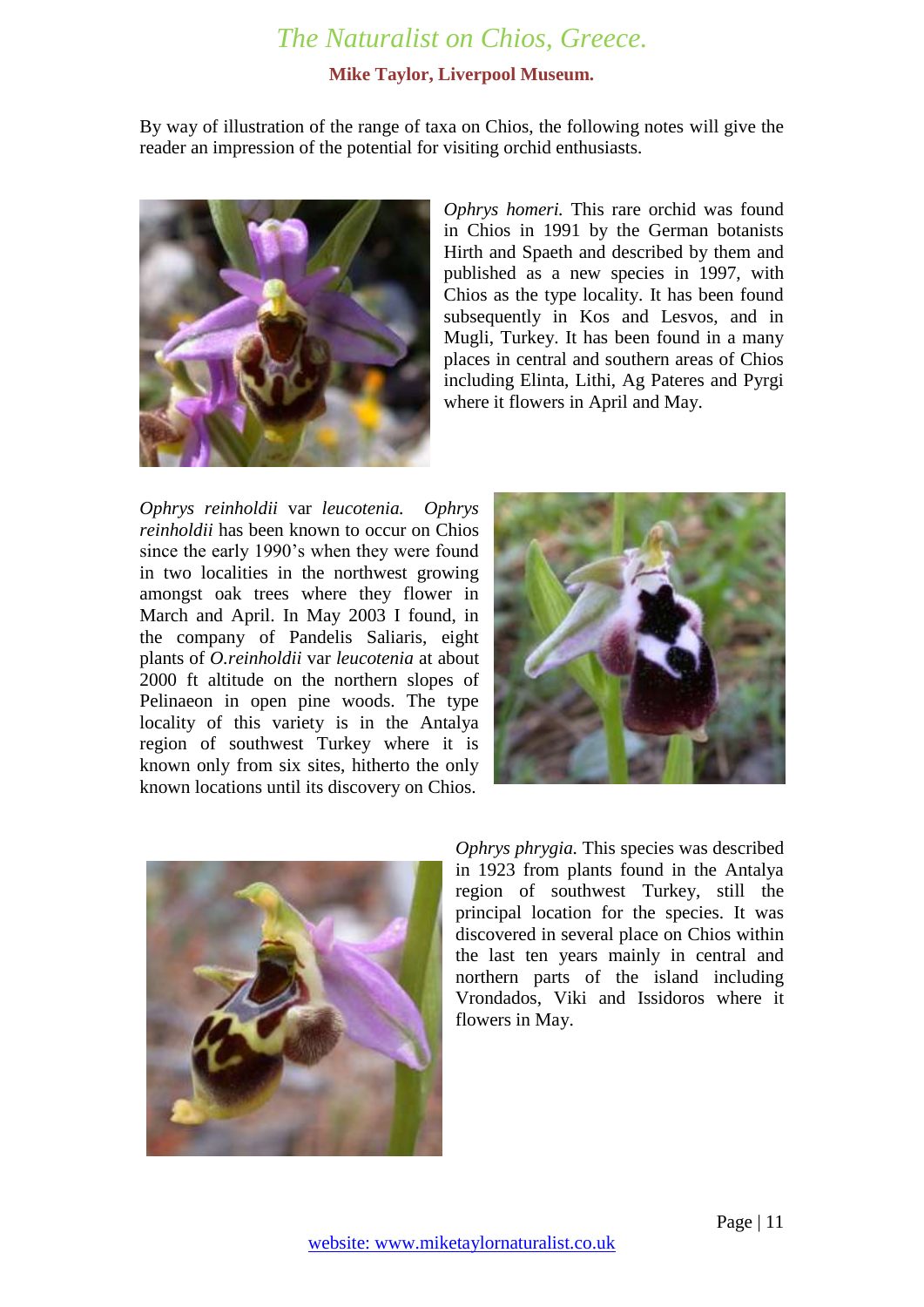By way of illustration of the range of taxa on Chios, the following notes will give the reader an impression of the potential for visiting orchid enthusiasts.

*Ophrys homeri.* This rare orchid was found in Chios in 1991 by the German botanists Hirth and Spaeth and described by them and published as a new species in 1997, with Chios as the type locality. It has been found subsequently in Kos and Lesvos, and in Mugli, Turkey. It has been found in a many places in central and southern areas of Chios including Elinta, Lithi, Ag Pateres and Pyrgi where it flowers in April and May.

*Ophrys reinholdii* var *leucotenia.* *Ophrys reinholdii* has been known to occur on Chios since the early 1990's when they were found in two localities in the northwest growing amongst oak trees where they flower in March and April. In May 2003 I found, in the company of Pandelis Saliaris, eight plants of *O.reinholdii* var *leucotenia* at about 2000 ft altitude on the northern slopes of Pelinaeon in open pine woods. The type locality of this variety is in the Antalya region of southwest Turkey where it is known only from six sites, hitherto the only known locations until its discovery on Chios.

*Ophrys phrygia.* This species was described in 1923 from plants found in the Antalya region of southwest Turkey, still the principal location for the species. It was discovered in several place on Chios within the last ten years mainly in central and northern parts of the island including Vrondados, Viki and Issidoros where it flowers in May.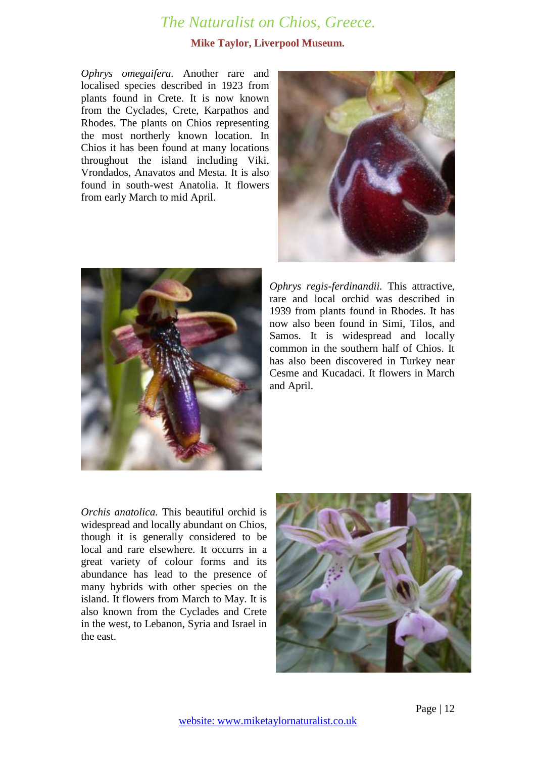*Ophrys omegaifera.* Another rare and localised species described in 1923 from plants found in Crete. It is now known from the Cyclades, Crete, Karpathos and Rhodes. The plants on Chios representing the most northerly known location. In Chios it has been found at many locations throughout the island including Viki, Vrondados, Anavatos and Mesta. It is also found in south-west Anatolia. It flowers from early March to mid April.

*Ophrys regis-ferdinandii.* This attractive, rare and local orchid was described in 1939 from plants found in Rhodes. It has now also been found in Simi, Tilos, and Samos. It is widespread and locally common in the southern half of Chios. It has also been discovered in Turkey near Cesme and Kucadaci. It flowers in March and April.

*Orchis anatolica.* This beautiful orchid is widespread and locally abundant on Chios, though it is generally considered to be local and rare elsewhere. It occurrs in a great variety of colour forms and its abundance has lead to the presence of many hybrids with other species on the island. It flowers from March to May. It is also known from the Cyclades and Crete in the west, to Lebanon, Syria and Israel in the east.

website: www.miketaylornaturalist.co.uk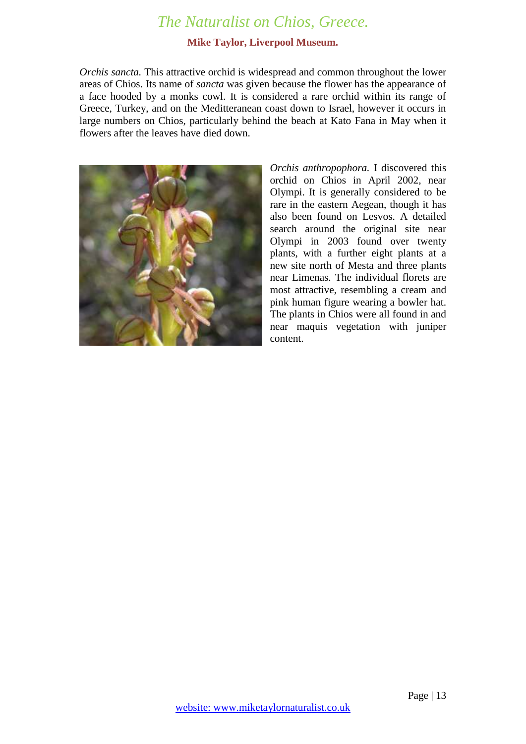*Orchis sancta.* This attractive orchid is widespread and common throughout the lower areas of Chios. Its name of *sancta* was given because the flower has the appearance of a face hooded by a monks cowl. It is considered a rare orchid within its range of Greece, Turkey, and on the Meditteranean coast down to Israel, however it occurs in large numbers on Chios, particularly behind the beach at Kato Fana in May when it flowers after the leaves have died down.

*Orchis anthropophora.* I discovered this orchid on Chios in April 2002, near Olympi. It is generally considered to be rare in the eastern Aegean, though it has also been found on Lesvos. A detailed search around the original site near Olympi in 2003 found over twenty plants, with a further eight plants at a new site north of Mesta and three plants near Limenas. The individual florets are most attractive, resembling a cream and pink human figure wearing a bowler hat. The plants in Chios were all found in and near maquis vegetation with juniper content.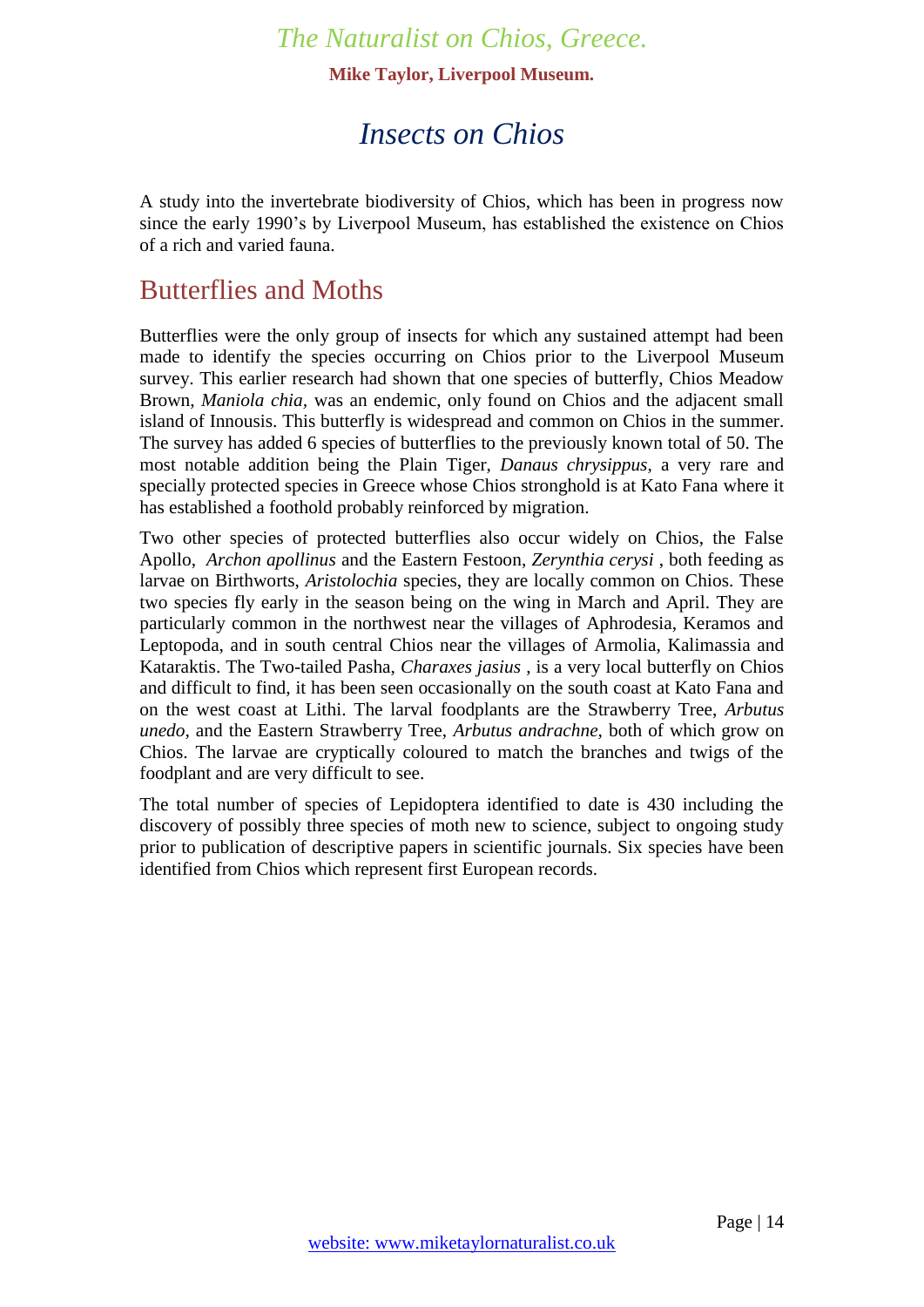# Insects on Chios

A study into the invertebrate biodiversity of Chios, which has been in progress now since the early 1990's by Liverpool Museum, has established the existence on Chios of a rich and varied fauna.

## Butterflies and Moths

Butterflies were the only group of insects for which any sustained attempt had been made to identify the species occurring on Chios prior to the Liverpool Museum survey. This earlier research had shown that one species of butterfly, Chios Meadow Brown, *Maniola chia*, was an endemic, only found on Chios and the adjacent small island of Innousis. This butterfly is widespread and common on Chios in the summer. The survey has added 6 species of butterflies to the previously known total of 50. The most notable addition being the Plain Tiger, *Danaus chrysippus*, a very rare and specially protected species in Greece whose Chios stronghold is at Kato Fana where it has established a foothold probably reinforced by migration.

Two other species of protected butterflies also occur widely on Chios, the False Apollo, *Archon apollinus* and the Eastern Festoon, *Zerynthia cerysi* , both feeding as larvae on Birthworts, *Aristolochia* species, they are locally common on Chios. These two species fly early in the season being on the wing in March and April. They are particularly common in the northwest near the villages of Aphrodesia, Keramos and Leptopoda, and in south central Chios near the villages of Armolia, Kalimassia and Kataraktis. The Two-tailed Pasha, *Charaxes jasius* , is a very local butterfly on Chios and difficult to find, it has been seen occasionally on the south coast at Kato Fana and on the west coast at Lithi. The larval foodplants are the Strawberry Tree, *Arbutus unedo*, and the Eastern Strawberry Tree, *Arbutus andrachne*, both of which grow on Chios. The larvae are cryptically coloured to match the branches and twigs of the foodplant and are very difficult to see.

The total number of species of Lepidoptera identified to date is 430 including the discovery of possibly three species of moth new to science, subject to ongoing study prior to publication of descriptive papers in scientific journals. Six species have been identified from Chios which represent first European records.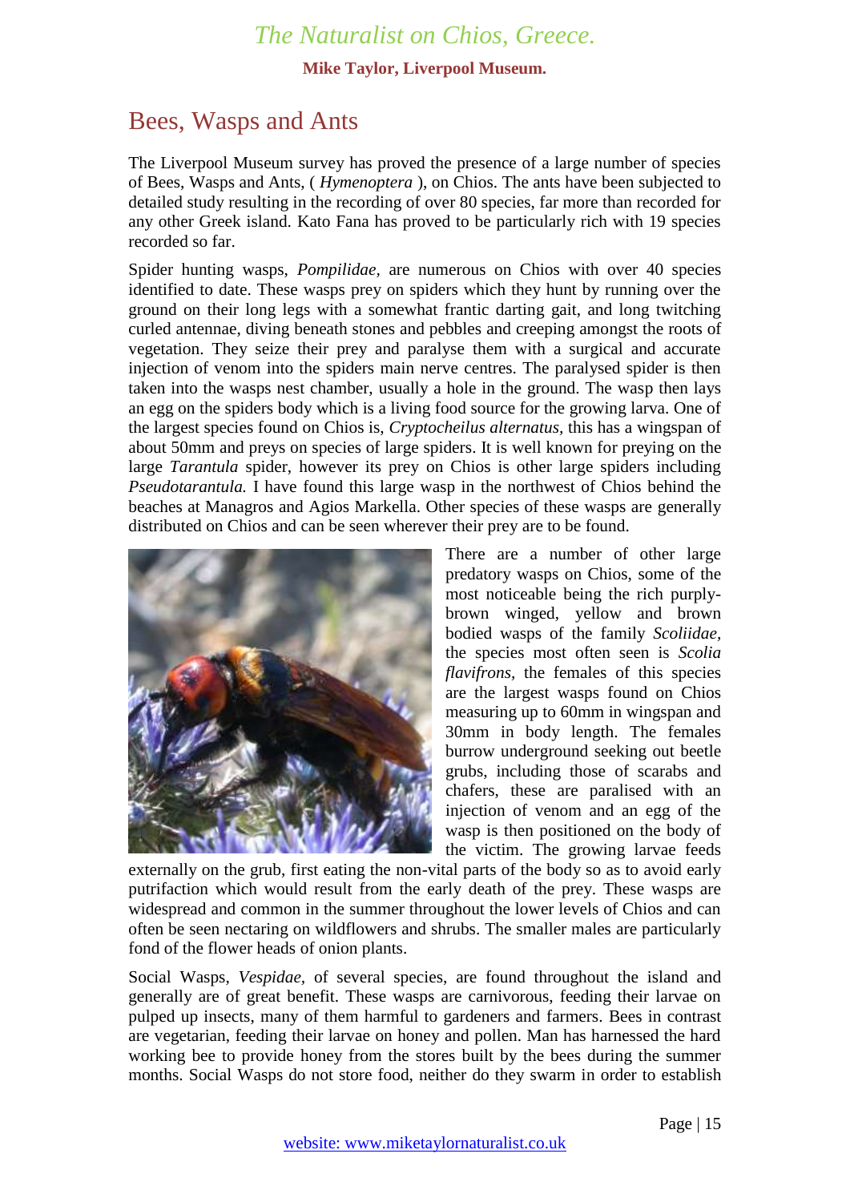## Bees, Wasps and Ants

The Liverpool Museum survey has proved the presence of a large number of species of Bees, Wasps and Ants, ( *Hymenoptera* ), on Chios. The ants have been subjected to detailed study resulting in the recording of over 80 species, far more than recorded for any other Greek island. Kato Fana has proved to be particularly rich with 19 species recorded so far.

Spider hunting wasps, *Pompilidae,* are numerous on Chios with over 40 species identified to date. These wasps prey on spiders which they hunt by running over the ground on their long legs with a somewhat frantic darting gait, and long twitching curled antennae, diving beneath stones and pebbles and creeping amongst the roots of vegetation. They seize their prey and paralyse them with a surgical and accurate injection of venom into the spiders main nerve centres. The paralysed spider is then taken into the wasps nest chamber, usually a hole in the ground. The wasp then lays an egg on the spiders body which is a living food source for the growing larva. One of the largest species found on Chios is, *Cryptocheilus alternatus,* this has a wingspan of about 50mm and preys on species of large spiders. It is well known for preying on the large *Tarantula* spider, however its prey on Chios is other large spiders including *Pseudotarantula.* I have found this large wasp in the northwest of Chios behind the beaches at Managros and Agios Markella. Other species of these wasps are generally distributed on Chios and can be seen wherever their prey are to be found.

There are a number of other large predatory wasps on Chios, some of the most noticeable being the rich purply-brown winged, yellow and brown bodied wasps of the family *Scoliidae,* the species most often seen is *Scolia flavifrons,* the females of this species are the largest wasps found on Chios measuring up to 60mm in wingspan and 30mm in body length. The females burrow underground seeking out beetle grubs, including those of scarabs and chafers, these are paralised with an injection of venom and an egg of the wasp is then positioned on the body of the victim. The growing larvae feeds externally on the grub, first eating the non-vital parts of the body so as to avoid early putrifaction which would result from the early death of the prey. These wasps are widespread and common in the summer throughout the lower levels of Chios and can often be seen nectaring on wildflowers and shrubs. The smaller males are particularly fond of the flower heads of onion plants.

Social Wasps, *Vespidae,* of several species, are found throughout the island and generally are of great benefit. These wasps are carnivorous, feeding their larvae on pulped up insects, many of them harmful to gardeners and farmers. Bees in contrast are vegetarian, feeding their larvae on honey and pollen. Man has harnessed the hard working bee to provide honey from the stores built by the bees during the summer months. Social Wasps do not store food, neither do they swarm in order to establish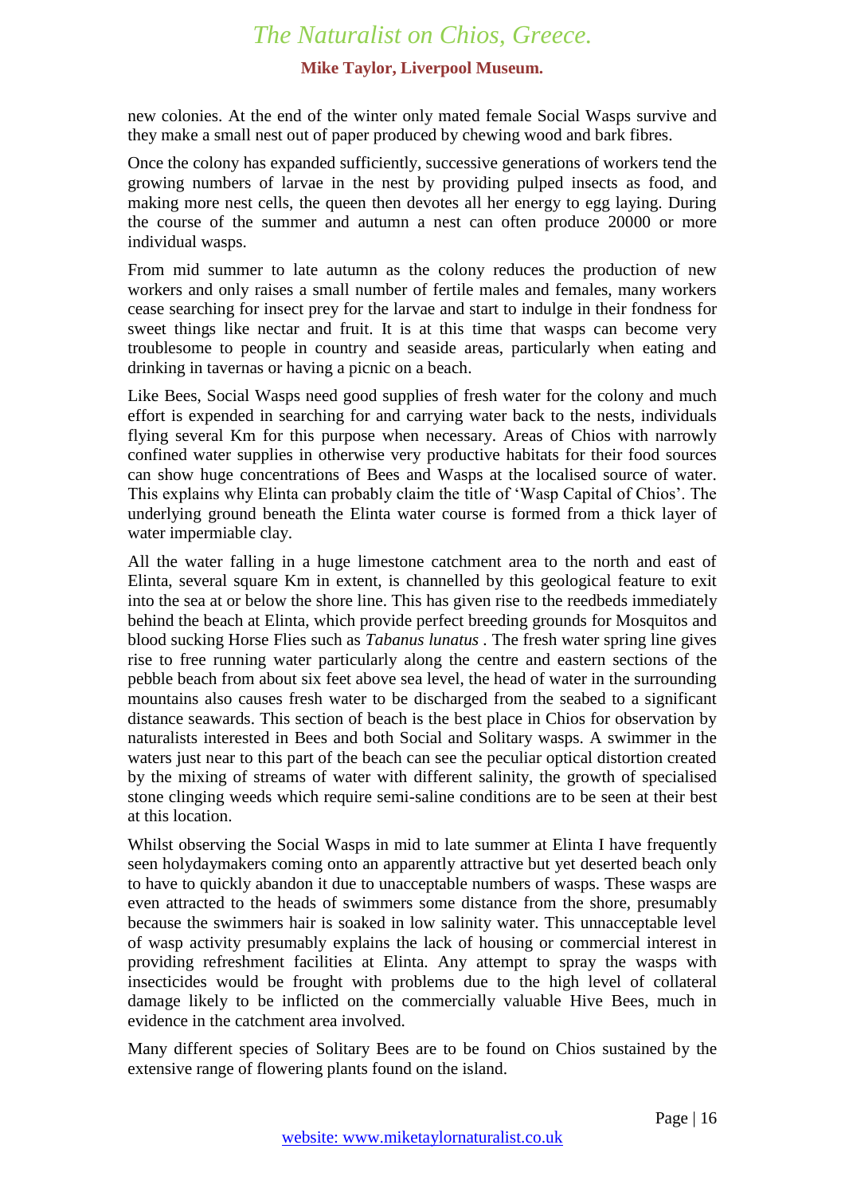new colonies. At the end of the winter only mated female Social Wasps survive and they make a small nest out of paper produced by chewing wood and bark fibres.

Once the colony has expanded sufficiently, successive generations of workers tend the growing numbers of larvae in the nest by providing pulped insects as food, and making more nest cells, the queen then devotes all her energy to egg laying. During the course of the summer and autumn a nest can often produce 20000 or more individual wasps.

From mid summer to late autumn as the colony reduces the production of new workers and only raises a small number of fertile males and females, many workers cease searching for insect prey for the larvae and start to indulge in their fondness for sweet things like nectar and fruit. It is at this time that wasps can become very troublesome to people in country and seaside areas, particularly when eating and drinking in tavernas or having a picnic on a beach.

Like Bees, Social Wasps need good supplies of fresh water for the colony and much effort is expended in searching for and carrying water back to the nests, individuals flying several Km for this purpose when necessary. Areas of Chios with narrowly confined water supplies in otherwise very productive habitats for their food sources can show huge concentrations of Bees and Wasps at the localised source of water. This explains why Elinta can probably claim the title of 'Wasp Capital of Chios'. The underlying ground beneath the Elinta water course is formed from a thick layer of water impermiable clay.

All the water falling in a huge limestone catchment area to the north and east of Elinta, several square Km in extent, is channelled by this geological feature to exit into the sea at or below the shore line. This has given rise to the reedbeds immediately behind the beach at Elinta, which provide perfect breeding grounds for Mosquitos and blood sucking Horse Flies such as *Tabanus lunatus* . The fresh water spring line gives rise to free running water particularly along the centre and eastern sections of the pebble beach from about six feet above sea level, the head of water in the surrounding mountains also causes fresh water to be discharged from the seabed to a significant distance seawards. This section of beach is the best place in Chios for observation by naturalists interested in Bees and both Social and Solitary wasps. A swimmer in the waters just near to this part of the beach can see the peculiar optical distortion created by the mixing of streams of water with different salinity, the growth of specialised stone clinging weeds which require semi-saline conditions are to be seen at their best at this location.

Whilst observing the Social Wasps in mid to late summer at Elinta I have frequently seen holydaymakers coming onto an apparently attractive but yet deserted beach only to have to quickly abandon it due to unacceptable numbers of wasps. These wasps are even attracted to the heads of swimmers some distance from the shore, presumably because the swimmers hair is soaked in low salinity water. This unacceptable level of wasp activity presumably explains the lack of housing or commercial interest in providing refreshment facilities at Elinta. Any attempt to spray the wasps with insecticides would be frought with problems due to the high level of collateral damage likely to be inflicted on the commercially valuable Hive Bees, much in evidence in the catchment area involved.

Many different species of Solitary Bees are to be found on Chios sustained by the extensive range of flowering plants found on the island.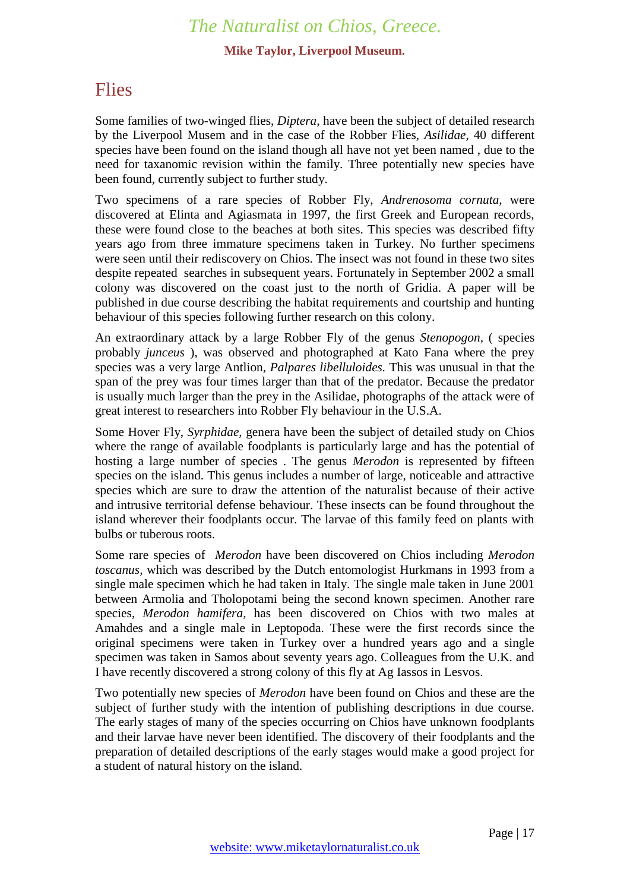# Flies

Some families of two-winged flies, *Diptera*, have been the subject of detailed research by the Liverpool Musem and in the case of the Robber Flies, *Asilidae*, 40 different species have been found on the island though all have not yet been named , due to the need for taxanomic revision within the family. Three potentially new species have been found, currently subject to further study.

Two specimens of a rare species of Robber Fly, *Andrenosoma cornuta*, were discovered at Elinta and Agiasmata in 1997, the first Greek and European records, these were found close to the beaches at both sites. This species was described fifty years ago from three immature specimens taken in Turkey. No further specimens were seen until their rediscovery on Chios. The insect was not found in these two sites despite repeated searches in subsequent years. Fortunately in September 2002 a small colony was discovered on the coast just to the north of Gridia. A paper will be published in due course describing the habitat requirements and courtship and hunting behaviour of this species following further research on this colony.

An extraordinary attack by a large Robber Fly of the genus *Stenopogon*, ( species probably *junceus* ), was observed and photographed at Kato Fana where the prey species was a very large Antlion, *Palpares libelluloides*. This was unusual in that the span of the prey was four times larger than that of the predator. Because the predator is usually much larger than the prey in the Asilidae, photographs of the attack were of great interest to researchers into Robber Fly behaviour in the U.S.A.

Some Hover Fly, *Syrphidae*, genera have been the subject of detailed study on Chios where the range of available foodplants is particularly large and has the potential of hosting a large number of species . The genus *Merodon* is represented by fifteen species on the island. This genus includes a number of large, noticeable and attractive species which are sure to draw the attention of the naturalist because of their active and intrusive territorial defense behaviour. These insects can be found throughout the island wherever their foodplants occur. The larvae of this family feed on plants with bulbs or tuberous roots.

Some rare species of *Merodon* have been discovered on Chios including *Merodon toscanus*, which was described by the Dutch entomologist Hurkmans in 1993 from a single male specimen which he had taken in Italy. The single male taken in June 2001 between Armolia and Tholopotami being the second known specimen. Another rare species, *Merodon hamifera*, has been discovered on Chios with two males at Amahdes and a single male in Leptopoda. These were the first records since the original specimens were taken in Turkey over a hundred years ago and a single specimen was taken in Samos about seventy years ago. Colleagues from the U.K. and I have recently discovered a strong colony of this fly at Ag Iassos in Lesvos.

Two potentially new species of *Merodon* have been found on Chios and these are the subject of further study with the intention of publishing descriptions in due course. The early stages of many of the species occurring on Chios have unknown foodplants and their larvae have never been identified. The discovery of their foodplants and the preparation of detailed descriptions of the early stages would make a good project for a student of natural history on the island.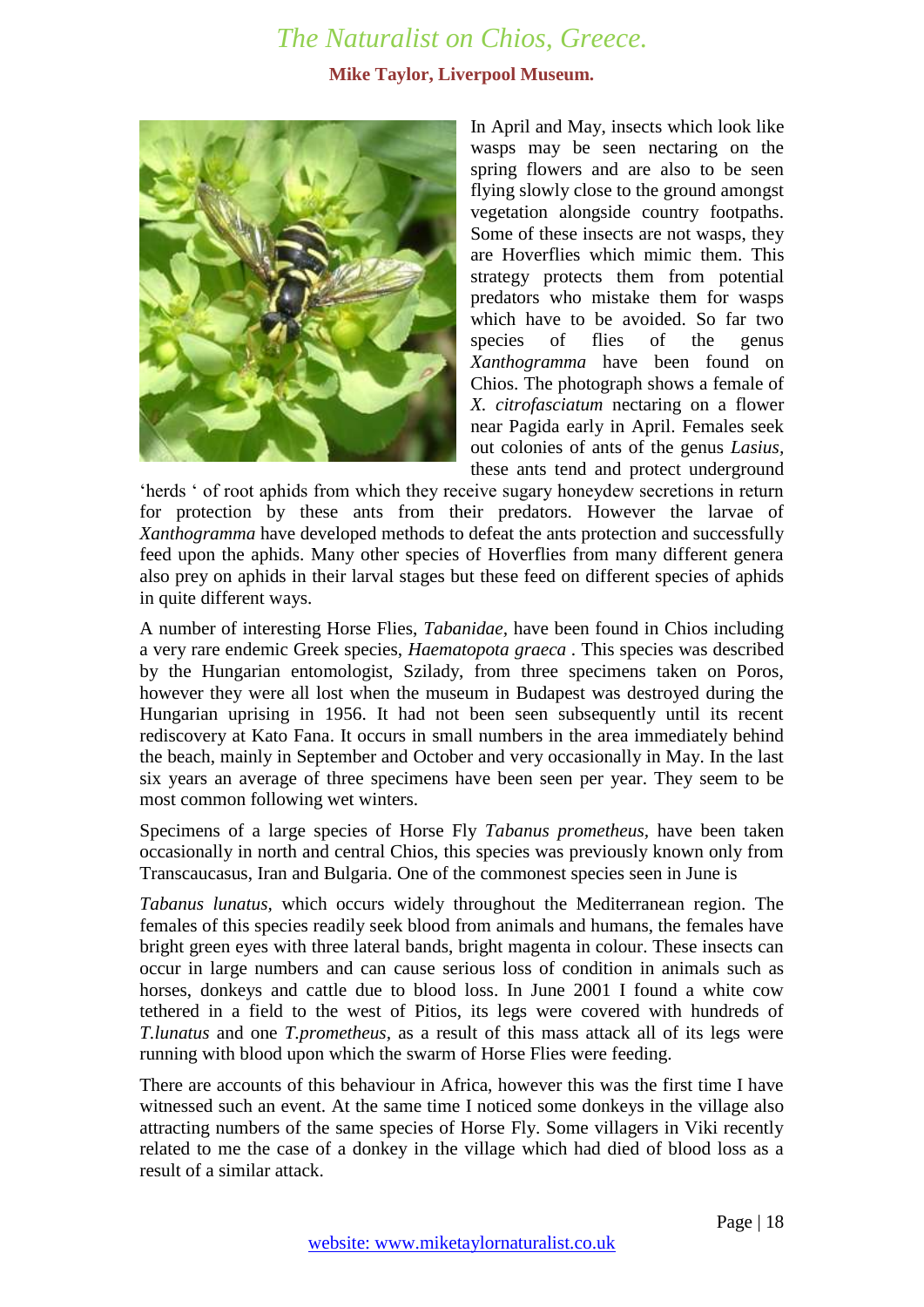# *The Naturalist on Chios, Greece.*

**Mike Taylor, Liverpool Museum.**

In April and May, insects which look like wasps may be seen nectaring on the spring flowers and are also to be seen flying slowly close to the ground amongst vegetation alongside country footpaths. Some of these insects are not wasps, they are Hoverflies which mimic them. This strategy protects them from potential predators who mistake them for wasps which have to be avoided. So far two species of flies of the genus *Xanthogramma* have been found on Chios. The photograph shows a female of *X. citrofasciatum* nectaring on a flower near Pagida early in April. Females seek out colonies of ants of the genus *Lasius*, these ants tend and protect underground 'herds ' of root aphids from which they receive sugary honeydew secretions in return for protection by these ants from their predators. However the larvae of *Xanthogramma* have developed methods to defeat the ants protection and successfully feed upon the aphids. Many other species of Hoverflies from many different genera also prey on aphids in their larval stages but these feed on different species of aphids in quite different ways.

A number of interesting Horse Flies, *Tabanidae*, have been found in Chios including a very rare endemic Greek species, *Haematopota graeca* . This species was described by the Hungarian entomologist, Szilady, from three specimens taken on Poros, however they were all lost when the museum in Budapest was destroyed during the Hungarian uprising in 1956. It had not been seen subsequently until its recent rediscovery at Kato Fana. It occurs in small numbers in the area immediately behind the beach, mainly in September and October and very occasionally in May. In the last six years an average of three specimens have been seen per year. They seem to be most common following wet winters.

Specimens of a large species of Horse Fly *Tabanus prometheus*, have been taken occasionally in north and central Chios, this species was previously known only from Transcaucasus, Iran and Bulgaria. One of the commonest species seen in June is

*Tabanus lunatus*, which occurs widely throughout the Mediterranean region. The females of this species readily seek blood from animals and humans, the females have bright green eyes with three lateral bands, bright magenta in colour. These insects can occur in large numbers and can cause serious loss of condition in animals such as horses, donkeys and cattle due to blood loss. In June 2001 I found a white cow tethered in a field to the west of Pitios, its legs were covered with hundreds of *T.lunatus* and one *T.prometheus*, as a result of this mass attack all of its legs were running with blood upon which the swarm of Horse Flies were feeding.

There are accounts of this behaviour in Africa, however this was the first time I have witnessed such an event. At the same time I noticed some donkeys in the village also attracting numbers of the same species of Horse Fly. Some villagers in Viki recently related to me the case of a donkey in the village which had died of blood loss as a result of a similar attack.

website: www.miketaylornaturalist.co.uk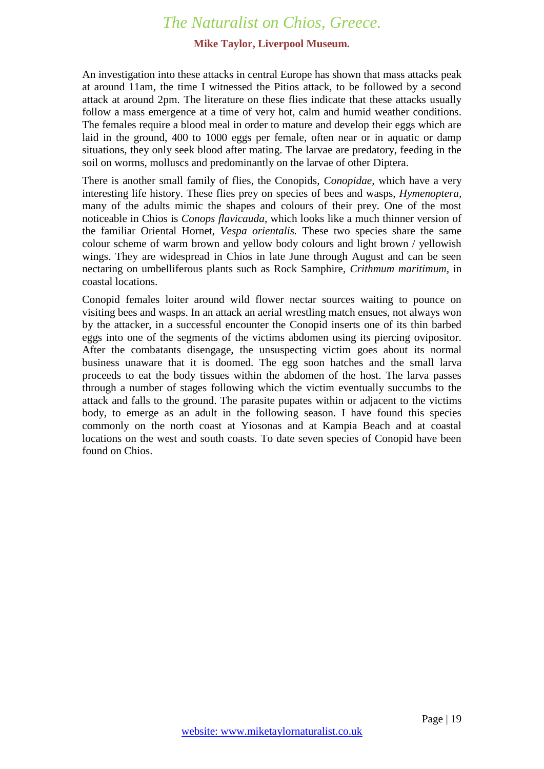An investigation into these attacks in central Europe has shown that mass attacks peak at around 11am, the time I witnessed the Pitios attack, to be followed by a second attack at around 2pm. The literature on these flies indicate that these attacks usually follow a mass emergence at a time of very hot, calm and humid weather conditions. The females require a blood meal in order to mature and develop their eggs which are laid in the ground, 400 to 1000 eggs per female, often near or in aquatic or damp situations, they only seek blood after mating. The larvae are predatory, feeding in the soil on worms, molluscs and predominantly on the larvae of other Diptera.

There is another small family of flies, the Conopids, *Conopidae*, which have a very interesting life history. These flies prey on species of bees and wasps, *Hymenoptera*, many of the adults mimic the shapes and colours of their prey. One of the most noticeable in Chios is *Conops flavicauda*, which looks like a much thinner version of the familiar Oriental Hornet, *Vespa orientalis.* These two species share the same colour scheme of warm brown and yellow body colours and light brown / yellowish wings. They are widespread in Chios in late June through August and can be seen nectaring on umbelliferous plants such as Rock Samphire, *Crithmum maritimum*, in coastal locations.

Conopid females loiter around wild flower nectar sources waiting to pounce on visiting bees and wasps. In an attack an aerial wrestling match ensues, not always won by the attacker, in a successful encounter the Conopid inserts one of its thin barbed eggs into one of the segments of the victims abdomen using its piercing ovipositor. After the combatants disengage, the unsuspecting victim goes about its normal business unaware that it is doomed. The egg soon hatches and the small larva proceeds to eat the body tissues within the abdomen of the host. The larva passes through a number of stages following which the victim eventually succumbs to the attack and falls to the ground. The parasite pupates within or adjacent to the victims body, to emerge as an adult in the following season. I have found this species commonly on the north coast at Yiosonas and at Kampia Beach and at coastal locations on the west and south coasts. To date seven species of Conopid have been found on Chios.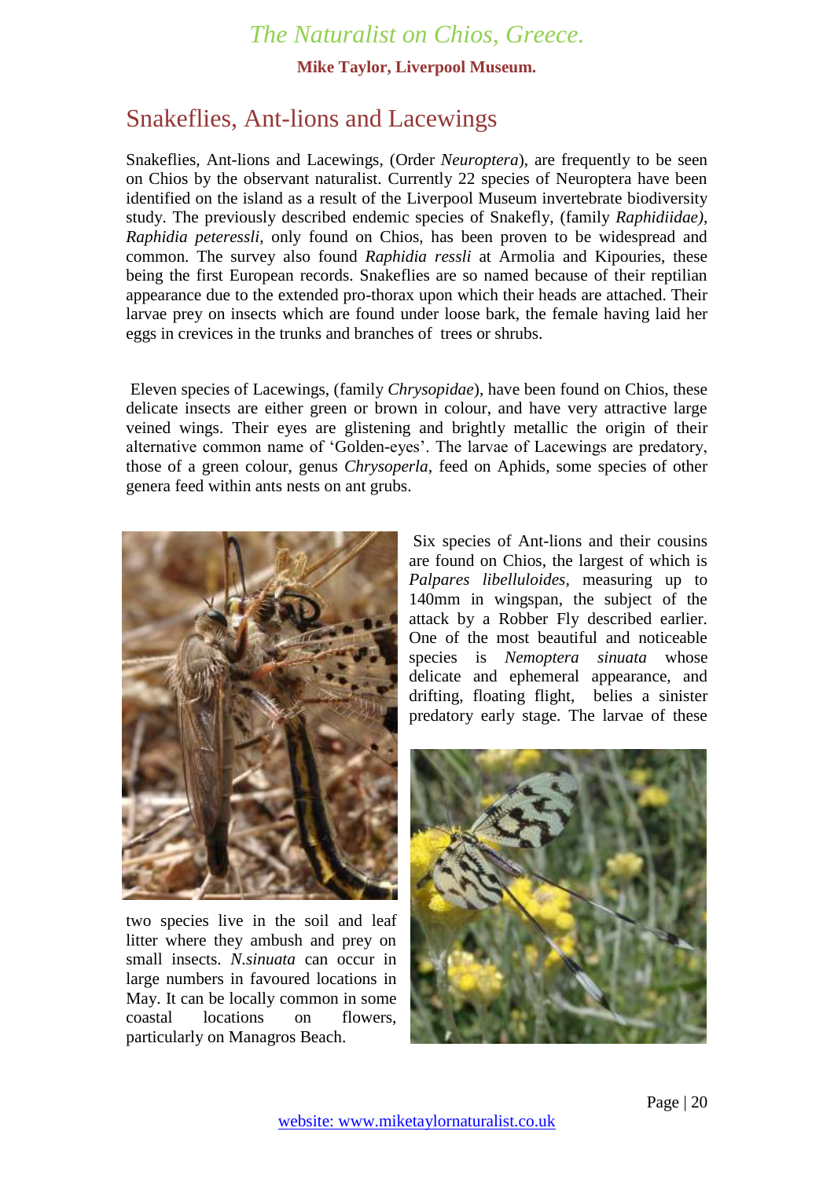## Snakeflies, Ant-lions and Lacewings

Snakeflies, Ant-lions and Lacewings, (Order *Neuroptera*), are frequently to be seen on Chios by the observant naturalist. Currently 22 species of Neuroptera have been identified on the island as a result of the Liverpool Museum invertebrate biodiversity study. The previously described endemic species of Snakefly, (family *Raphidiidae), Raphidia peteressli*, only found on Chios, has been proven to be widespread and common. The survey also found *Raphidia ressli* at Armolia and Kipouries, these being the first European records. Snakeflies are so named because of their reptilian appearance due to the extended pro-thorax upon which their heads are attached. Their larvae prey on insects which are found under loose bark, the female having laid her eggs in crevices in the trunks and branches of trees or shrubs.

Eleven species of Lacewings, (family *Chrysopidae*), have been found on Chios, these delicate insects are either green or brown in colour, and have very attractive large veined wings. Their eyes are glistening and brightly metallic the origin of their alternative common name of 'Golden-eyes'. The larvae of Lacewings are predatory, those of a green colour, genus *Chrysoperla*, feed on Aphids, some species of other genera feed within ants nests on ant grubs.

Six species of Ant-lions and their cousins are found on Chios, the largest of which is *Palpares libelluloides*, measuring up to 140mm in wingspan, the subject of the attack by a Robber Fly described earlier. One of the most beautiful and noticeable species is *Nemoptera sinuata* whose delicate and ephemeral appearance, and drifting, floating flight, belies a sinister predatory early stage. The larvae of these two species live in the soil and leaf litter where they ambush and prey on small insects. *N.sinuata* can occur in large numbers in favoured locations in May. It can be locally common in some coastal locations on flowers, particularly on Managros Beach.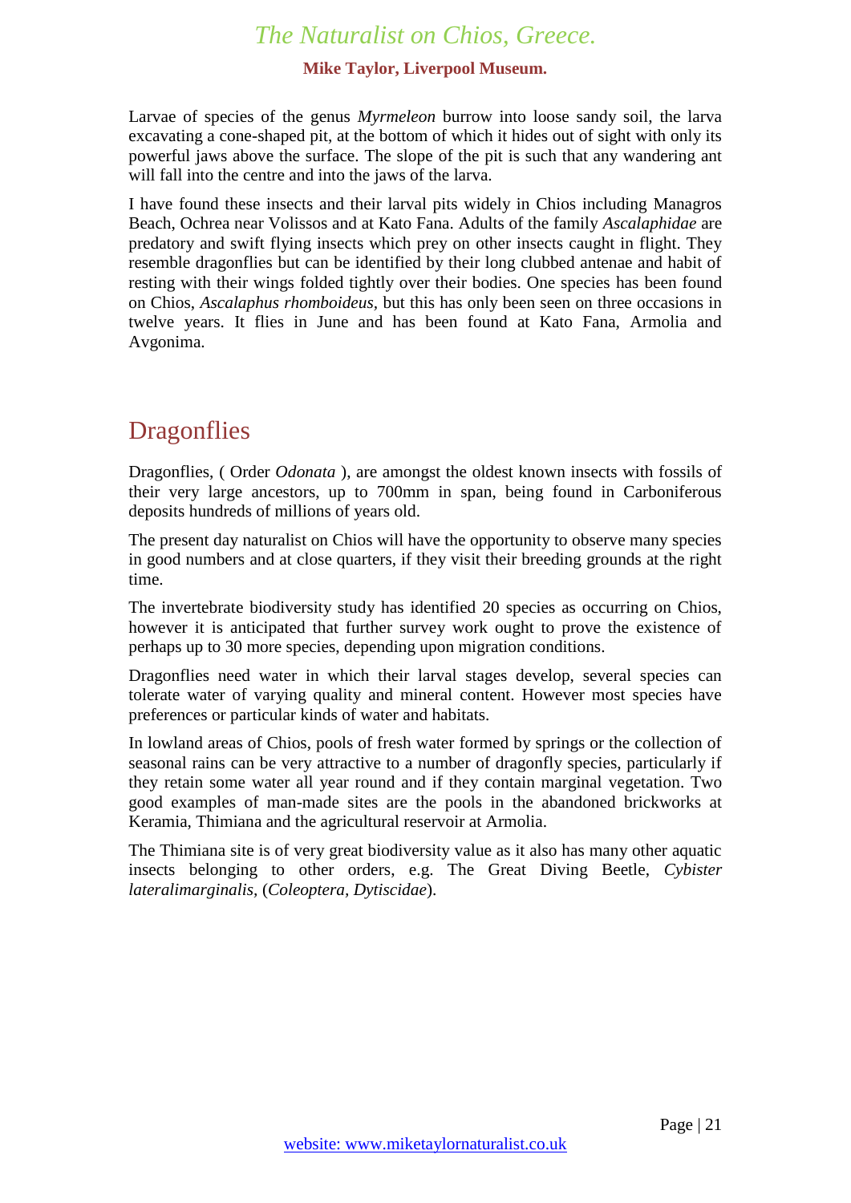Larvae of species of the genus *Myrmeleon* burrow into loose sandy soil, the larva excavating a cone-shaped pit, at the bottom of which it hides out of sight with only its powerful jaws above the surface. The slope of the pit is such that any wandering ant will fall into the centre and into the jaws of the larva.

I have found these insects and their larval pits widely in Chios including Managros Beach, Ochrea near Volissos and at Kato Fana. Adults of the family *Ascalaphidae* are predatory and swift flying insects which prey on other insects caught in flight. They resemble dragonflies but can be identified by their long clubbed antenae and habit of resting with their wings folded tightly over their bodies. One species has been found on Chios, *Ascalaphus rhomboideus,* but this has only been seen on three occasions in twelve years. It flies in June and has been found at Kato Fana, Armolia and Avgonima.

## Dragonflies

Dragonflies, ( Order *Odonata* ), are amongst the oldest known insects with fossils of their very large ancestors, up to 700mm in span, being found in Carboniferous deposits hundreds of millions of years old.

The present day naturalist on Chios will have the opportunity to observe many species in good numbers and at close quarters, if they visit their breeding grounds at the right time.

The invertebrate biodiversity study has identified 20 species as occurring on Chios, however it is anticipated that further survey work ought to prove the existence of perhaps up to 30 more species, depending upon migration conditions.

Dragonflies need water in which their larval stages develop, several species can tolerate water of varying quality and mineral content. However most species have preferences or particular kinds of water and habitats.

In lowland areas of Chios, pools of fresh water formed by springs or the collection of seasonal rains can be very attractive to a number of dragonfly species, particularly if they retain some water all year round and if they contain marginal vegetation. Two good examples of man-made sites are the pools in the abandoned brickworks at Keramia, Thimiana and the agricultural reservoir at Armolia.

The Thimiana site is of very great biodiversity value as it also has many other aquatic insects belonging to other orders, e.g. The Great Diving Beetle, *Cybister lateralimarginalis,* (*Coleoptera, Dytiscidae*).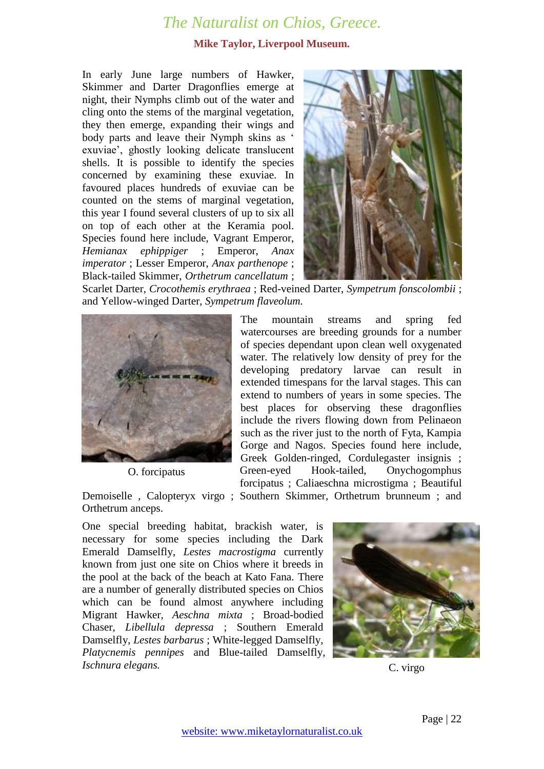# *The Naturalist on Chios, Greece.*

**Mike Taylor, Liverpool Museum.**

In early June large numbers of Hawker, Skimmer and Darter Dragonflies emerge at night, their Nymphs climb out of the water and cling onto the stems of the marginal vegetation, they then emerge, expanding their wings and body parts and leave their Nymph skins as ' exuviae', ghostly looking delicate translucent shells. It is possible to identify the species concerned by examining these exuviae. In favoured places hundreds of exuviae can be counted on the stems of marginal vegetation, this year I found several clusters of up to six all on top of each other at the Keramia pool. Species found here include, Vagrant Emperor, *Hemianax ephippiger* ; Emperor, *Anax imperator* ; Lesser Emperor, *Anax parthenope* ; Black-tailed Skimmer, *Orthetrum cancellatum* ; Scarlet Darter, *Crocothemis erythraea* ; Red-veined Darter, *Sympetrum fonscolombii* ; and Yellow-winged Darter, *Sympetrum flaveolum.*

O. forcipatus

The mountain streams and spring fed watercourses are breeding grounds for a number of species dependant upon clean well oxygenated water. The relatively low density of prey for the developing predatory larvae can result in extended timespans for the larval stages. This can extend to numbers of years in some species. The best places for observing these dragonflies include the rivers flowing down from Pelinaeon such as the river just to the north of Fyta, Kampia Gorge and Nagos. Species found here include, Greek Golden-ringed, Cordulegaster insignis ; Green-eyed Hook-tailed, Onychogomphus forcipatus ; Caliaeschna microstigma ; Beautiful Demoiselle , Calopteryx virgo ; Southern Skimmer, Orthetrum brunneum ; and Orthetrum anceps.

One special breeding habitat, brackish water, is necessary for some species including the Dark Emerald Damselfly, *Lestes macrostigma* currently known from just one site on Chios where it breeds in the pool at the back of the beach at Kato Fana. There are a number of generally distributed species on Chios which can be found almost anywhere including Migrant Hawker, *Aeschna mixta* ; Broad-bodied Chaser, *Libellula depressa* ; Southern Emerald Damselfly, *Lestes barbarus* ; White-legged Damselfly, *Platycnemis pennipes* and Blue-tailed Damselfly, *Ischnura elegans.*

C. virgo

website: www.miketaylornaturalist.co.uk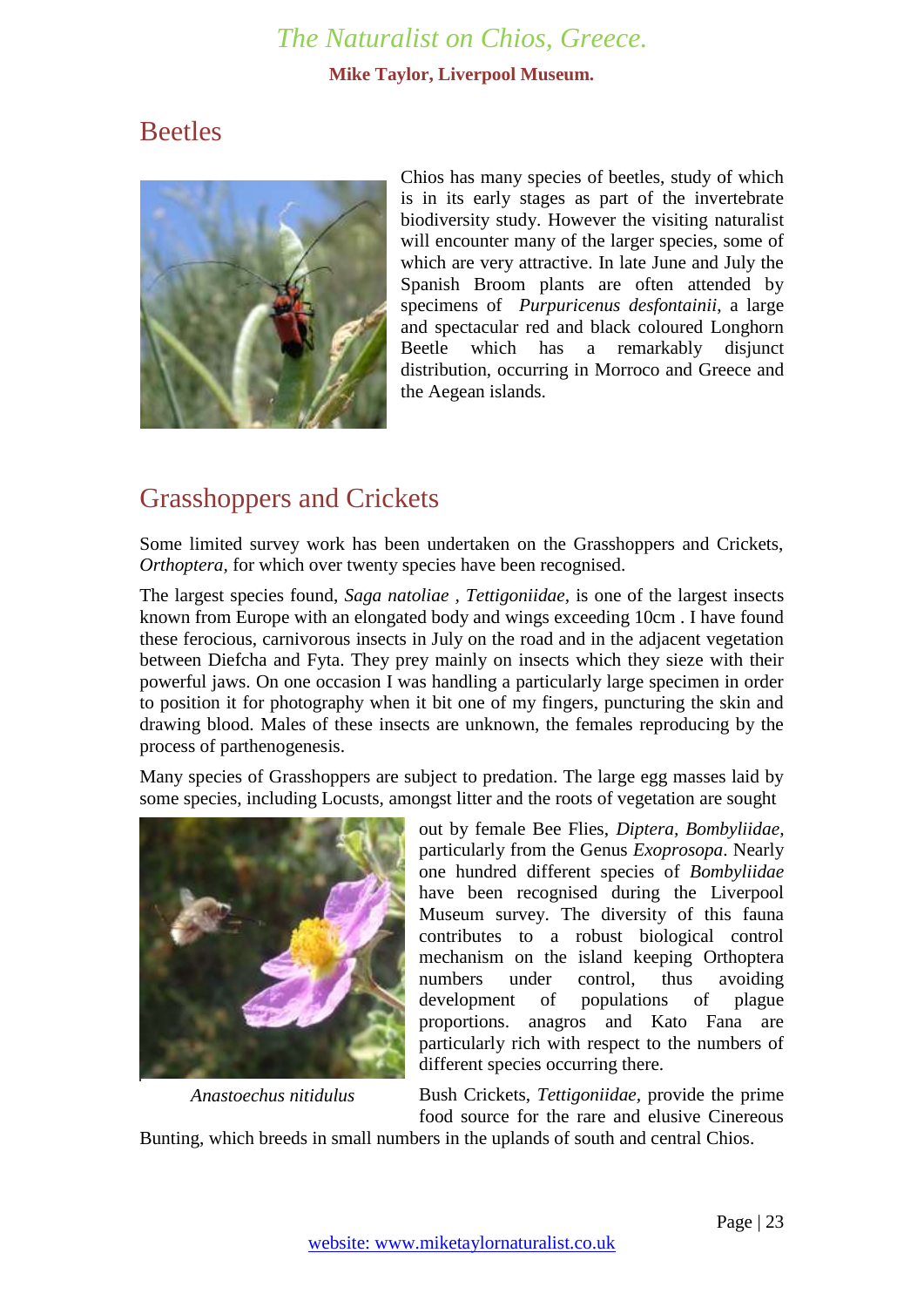## Beetles

Chios has many species of beetles, study of which is in its early stages as part of the invertebrate biodiversity study. However the visiting naturalist will encounter many of the larger species, some of which are very attractive. In late June and July the Spanish Broom plants are often attended by specimens of *Purpuricenus desfontainii*, a large and spectacular red and black coloured Longhorn Beetle which has a remarkably disjunct distribution, occurring in Morroco and Greece and the Aegean islands.

## Grasshoppers and Crickets

Some limited survey work has been undertaken on the Grasshoppers and Crickets, *Orthoptera,* for which over twenty species have been recognised.

The largest species found, *Saga natoliae* , *Tettigoniidae*, is one of the largest insects known from Europe with an elongated body and wings exceeding 10cm . I have found these ferocious, carnivorous insects in July on the road and in the adjacent vegetation between Diefcha and Fyta. They prey mainly on insects which they sieze with their powerful jaws. On one occasion I was handling a particularly large specimen in order to position it for photography when it bit one of my fingers, puncturing the skin and drawing blood. Males of these insects are unknown, the females reproducing by the process of parthenogenesis.

Many species of Grasshoppers are subject to predation. The large egg masses laid by some species, including Locusts, amongst litter and the roots of vegetation are sought out by female Bee Flies, *Diptera, Bombyliidae,* particularly from the Genus *Exoprosopa*. Nearly one hundred different species of *Bombyliidae* have been recognised during the Liverpool Museum survey. The diversity of this fauna contributes to a robust biological control mechanism on the island keeping Orthoptera numbers under control, thus avoiding development of populations of plague proportions. anagros and Kato Fana are particularly rich with respect to the numbers of different species occurring there.

*Anastoechus nitidulus*

Bush Crickets, *Tettigoniidae,* provide the prime food source for the rare and elusive Cinereous Bunting, which breeds in small numbers in the uplands of south and central Chios.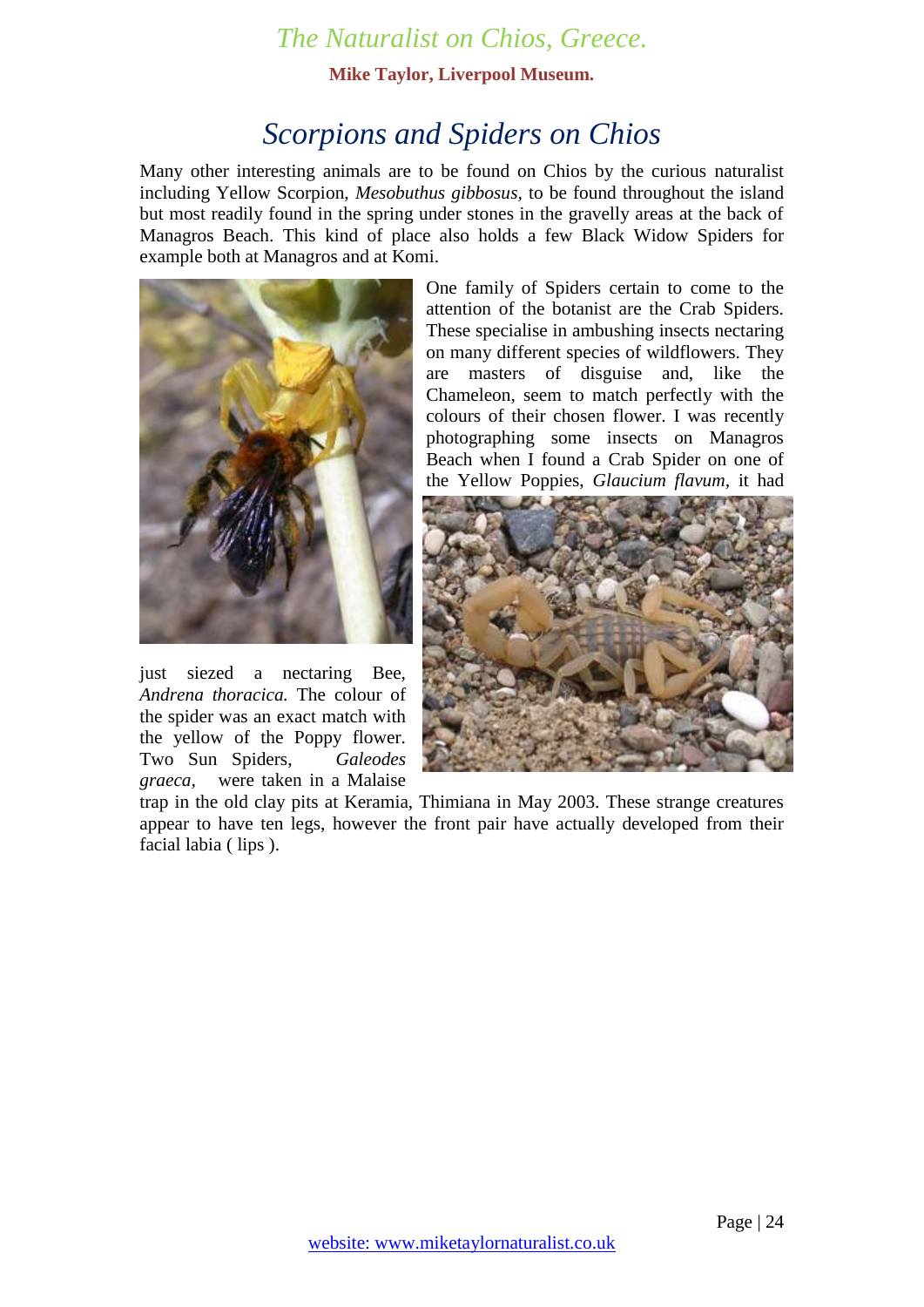# Scorpions and Spiders on Chios

Many other interesting animals are to be found on Chios by the curious naturalist including Yellow Scorpion, *Mesobuthus gibbosus*, to be found throughout the island but most readily found in the spring under stones in the gravelly areas at the back of Managros Beach. This kind of place also holds a few Black Widow Spiders for example both at Managros and at Komi.

One family of Spiders certain to come to the attention of the botanist are the Crab Spiders. These specialise in ambushing insects nectaring on many different species of wildflowers. They are masters of disguise and, like the Chameleon, seem to match perfectly with the colours of their chosen flower. I was recently photographing some insects on Managros Beach when I found a Crab Spider on one of the Yellow Poppies, *Glaucium flavum*, it had just siezed a nectaring Bee, *Andrena thoracica.* The colour of the spider was an exact match with the yellow of the Poppy flower. Two Sun Spiders, *Galeodes graeca*, were taken in a Malaise trap in the old clay pits at Keramia, Thimiana in May 2003. These strange creatures appear to have ten legs, however the front pair have actually developed from their facial labia ( lips ).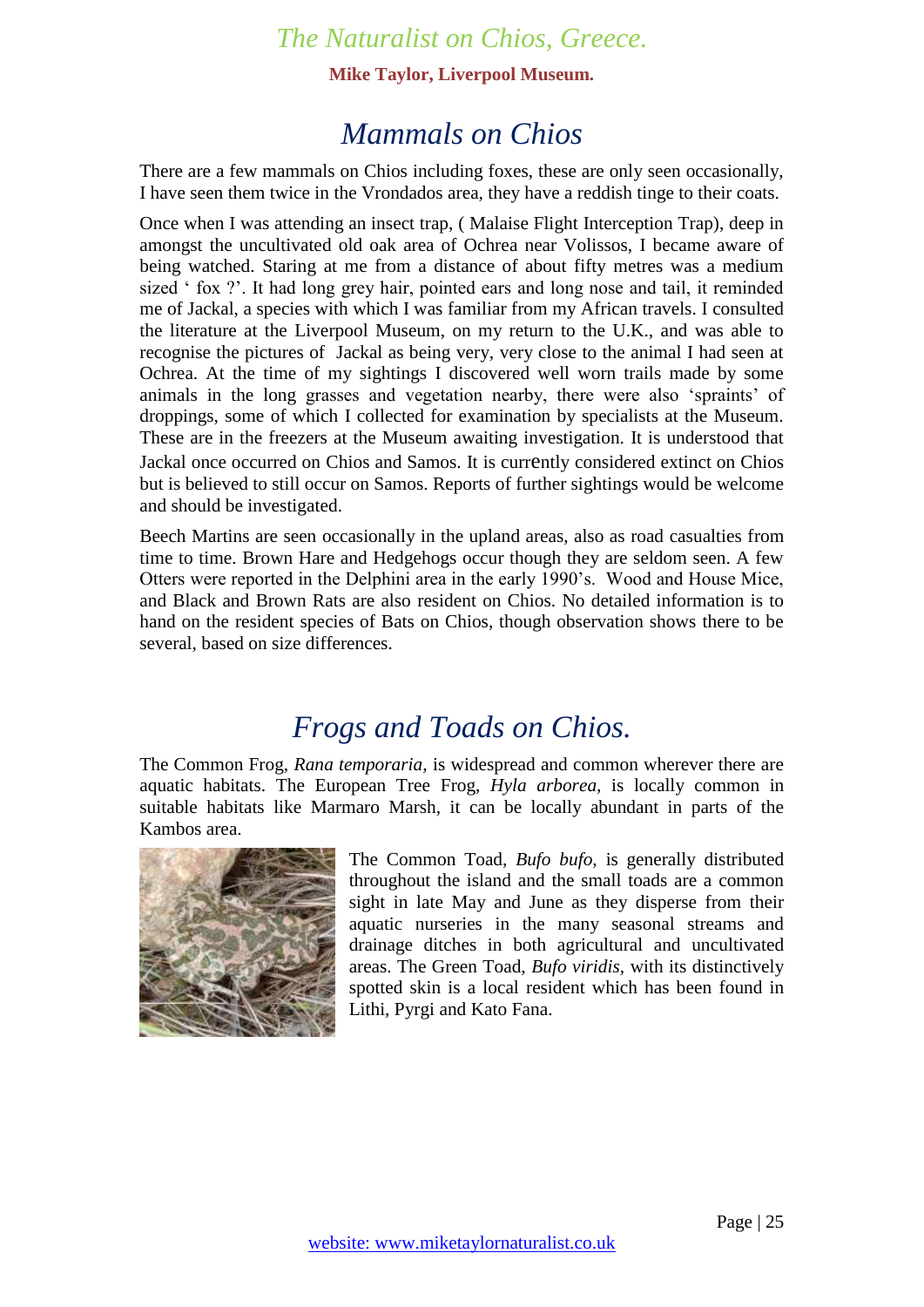## Mammals on Chios

There are a few mammals on Chios including foxes, these are only seen occasionally, I have seen them twice in the Vrondados area, they have a reddish tinge to their coats.

Once when I was attending an insect trap, ( Malaise Flight Interception Trap), deep in amongst the uncultivated old oak area of Ochrea near Volissos, I became aware of being watched. Staring at me from a distance of about fifty metres was a medium sized ' fox ?'. It had long grey hair, pointed ears and long nose and tail, it reminded me of Jackal, a species with which I was familiar from my African travels. I consulted the literature at the Liverpool Museum, on my return to the U.K., and was able to recognise the pictures of Jackal as being very, very close to the animal I had seen at Ochrea. At the time of my sightings I discovered well worn trails made by some animals in the long grasses and vegetation nearby, there were also 'spraints' of droppings, some of which I collected for examination by specialists at the Museum. These are in the freezers at the Museum awaiting investigation. It is understood that Jackal once occurred on Chios and Samos. It is currently considered extinct on Chios but is believed to still occur on Samos. Reports of further sightings would be welcome and should be investigated.

Beech Martins are seen occasionally in the upland areas, also as road casualties from time to time. Brown Hare and Hedgehogs occur though they are seldom seen. A few Otters were reported in the Delphini area in the early 1990's. Wood and House Mice, and Black and Brown Rats are also resident on Chios. No detailed information is to hand on the resident species of Bats on Chios, though observation shows there to be several, based on size differences.

## Frogs and Toads on Chios.

The Common Frog, *Rana temporaria*, is widespread and common wherever there are aquatic habitats. The European Tree Frog, *Hyla arborea*, is locally common in suitable habitats like Marmaro Marsh, it can be locally abundant in parts of the Kambos area.

The Common Toad, *Bufo bufo*, is generally distributed throughout the island and the small toads are a common sight in late May and June as they disperse from their aquatic nurseries in the many seasonal streams and drainage ditches in both agricultural and uncultivated areas. The Green Toad, *Bufo viridis*, with its distinctively spotted skin is a local resident which has been found in Lithi, Pyrgi and Kato Fana.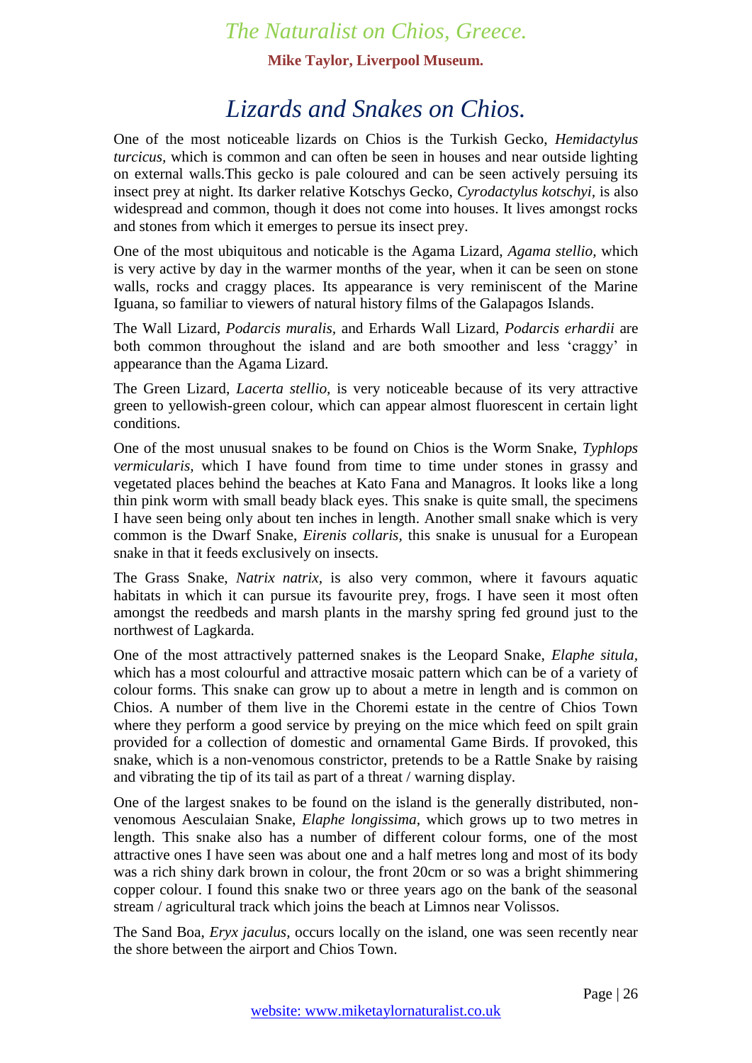# Lizards and Snakes on Chios.

One of the most noticeable lizards on Chios is the Turkish Gecko, *Hemidactylus turcicus,* which is common and can often be seen in houses and near outside lighting on external walls.This gecko is pale coloured and can be seen actively persuing its insect prey at night. Its darker relative Kotschys Gecko, *Cyrodactylus kotschyi*, is also widespread and common, though it does not come into houses. It lives amongst rocks and stones from which it emerges to persue its insect prey.

One of the most ubiquitous and noticable is the Agama Lizard, *Agama stellio,* which is very active by day in the warmer months of the year, when it can be seen on stone walls, rocks and craggy places. Its appearance is very reminiscent of the Marine Iguana, so familiar to viewers of natural history films of the Galapagos Islands.

The Wall Lizard, *Podarcis muralis*, and Erhards Wall Lizard, *Podarcis erhardii* are both common throughout the island and are both smoother and less 'craggy' in appearance than the Agama Lizard.

The Green Lizard, *Lacerta stellio,* is very noticeable because of its very attractive green to yellowish-green colour, which can appear almost fluorescent in certain light conditions.

One of the most unusual snakes to be found on Chios is the Worm Snake, *Typhlops vermicularis,* which I have found from time to time under stones in grassy and vegetated places behind the beaches at Kato Fana and Managros. It looks like a long thin pink worm with small beady black eyes. This snake is quite small, the specimens I have seen being only about ten inches in length. Another small snake which is very common is the Dwarf Snake, *Eirenis collaris,* this snake is unusual for a European snake in that it feeds exclusively on insects.

The Grass Snake, *Natrix natrix,* is also very common, where it favours aquatic habitats in which it can pursue its favourite prey, frogs. I have seen it most often amongst the reedbeds and marsh plants in the marshy spring fed ground just to the northwest of Lagkarda.

One of the most attractively patterned snakes is the Leopard Snake, *Elaphe situla,* which has a most colourful and attractive mosaic pattern which can be of a variety of colour forms. This snake can grow up to about a metre in length and is common on Chios. A number of them live in the Choremi estate in the centre of Chios Town where they perform a good service by preying on the mice which feed on spilt grain provided for a collection of domestic and ornamental Game Birds. If provoked, this snake, which is a non-venomous constrictor, pretends to be a Rattle Snake by raising and vibrating the tip of its tail as part of a threat / warning display.

One of the largest snakes to be found on the island is the generally distributed, non-venomous Aesculaian Snake, *Elaphe longissima*, which grows up to two metres in length. This snake also has a number of different colour forms, one of the most attractive ones I have seen was about one and a half metres long and most of its body was a rich shiny dark brown in colour, the front 20cm or so was a bright shimmering copper colour. I found this snake two or three years ago on the bank of the seasonal stream / agricultural track which joins the beach at Limnos near Volissos.

The Sand Boa, *Eryx jaculus,* occurs locally on the island, one was seen recently near the shore between the airport and Chios Town.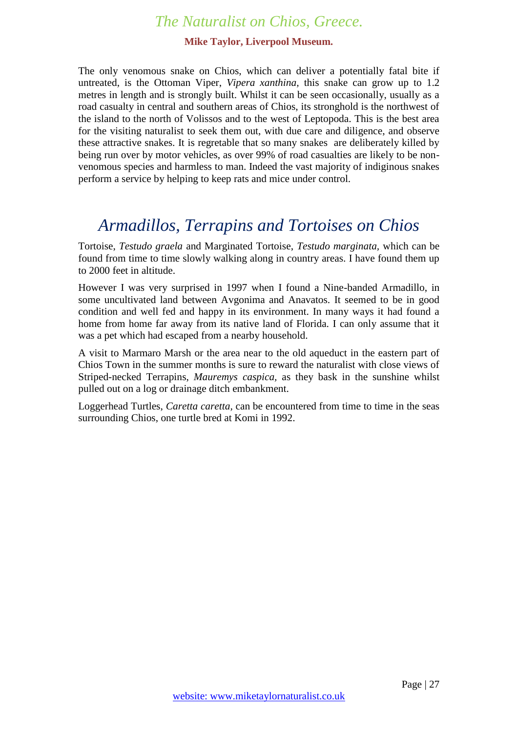The only venomous snake on Chios, which can deliver a potentially fatal bite if untreated, is the Ottoman Viper, *Vipera xanthina,* this snake can grow up to 1.2 metres in length and is strongly built. Whilst it can be seen occasionally, usually as a road casualty in central and southern areas of Chios, its stronghold is the northwest of the island to the north of Volissos and to the west of Leptopoda. This is the best area for the visiting naturalist to seek them out, with due care and diligence, and observe these attractive snakes. It is regretable that so many snakes are deliberately killed by being run over by motor vehicles, as over 99% of road casualties are likely to be non-venomous species and harmless to man. Indeed the vast majority of indiginous snakes perform a service by helping to keep rats and mice under control.

# *Armadillos, Terrapins and Tortoises on Chios*

Tortoise, *Testudo graela* and Marginated Tortoise, *Testudo marginata,* which can be found from time to time slowly walking along in country areas. I have found them up to 2000 feet in altitude.

However I was very surprised in 1997 when I found a Nine-banded Armadillo, in some uncultivated land between Avgonima and Anavatos. It seemed to be in good condition and well fed and happy in its environment. In many ways it had found a home from home far away from its native land of Florida. I can only assume that it was a pet which had escaped from a nearby household.

A visit to Marmaro Marsh or the area near to the old aqueduct in the eastern part of Chios Town in the summer months is sure to reward the naturalist with close views of Striped-necked Terrapins, *Mauremys caspica,* as they bask in the sunshine whilst pulled out on a log or drainage ditch embankment.

Loggerhead Turtles, *Caretta caretta,* can be encountered from time to time in the seas surrounding Chios, one turtle bred at Komi in 1992.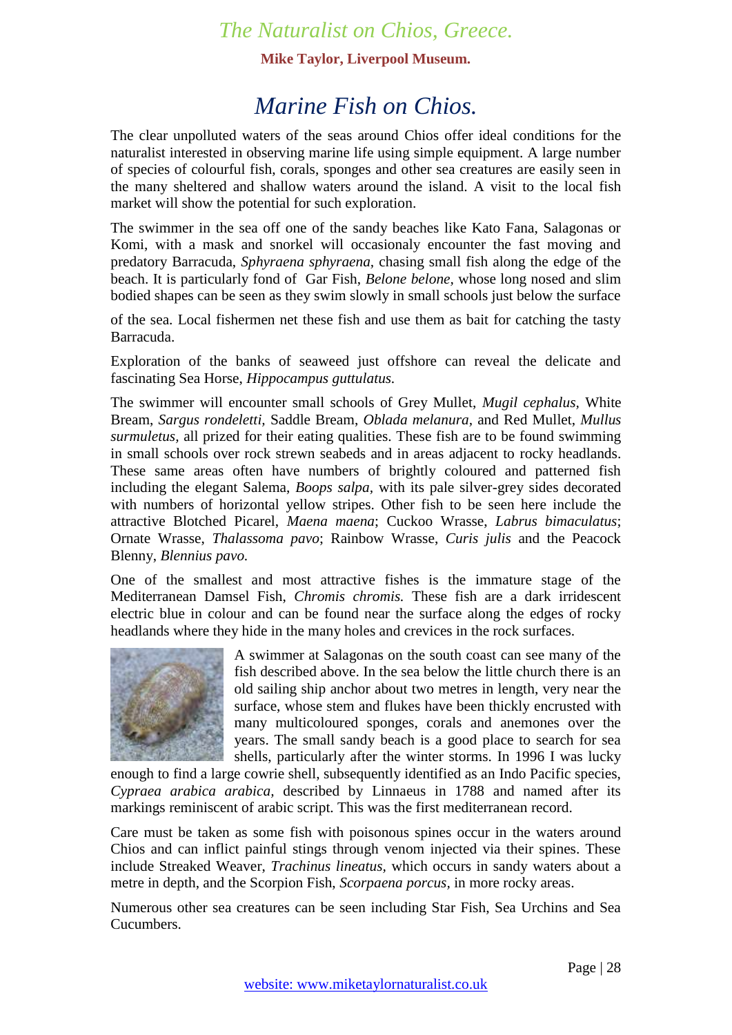# Marine Fish on Chios.

The clear unpolluted waters of the seas around Chios offer ideal conditions for the naturalist interested in observing marine life using simple equipment. A large number of species of colourful fish, corals, sponges and other sea creatures are easily seen in the many sheltered and shallow waters around the island. A visit to the local fish market will show the potential for such exploration.

The swimmer in the sea off one of the sandy beaches like Kato Fana, Salagonas or Komi, with a mask and snorkel will occasionaly encounter the fast moving and predatory Barracuda, *Sphyraena sphyraena*, chasing small fish along the edge of the beach. It is particularly fond of Gar Fish, *Belone belone,* whose long nosed and slim bodied shapes can be seen as they swim slowly in small schools just below the surface of the sea. Local fishermen net these fish and use them as bait for catching the tasty Barracuda.

Exploration of the banks of seaweed just offshore can reveal the delicate and fascinating Sea Horse, *Hippocampus guttulatus.*

The swimmer will encounter small schools of Grey Mullet, *Mugil cephalus*, White Bream, *Sargus rondeletti*, Saddle Bream, *Oblada melanura*, and Red Mullet, *Mullus surmuletus*, all prized for their eating qualities. These fish are to be found swimming in small schools over rock strewn seabeds and in areas adjacent to rocky headlands. These same areas often have numbers of brightly coloured and patterned fish including the elegant Salema, *Boops salpa*, with its pale silver-grey sides decorated with numbers of horizontal yellow stripes. Other fish to be seen here include the attractive Blotched Picarel, *Maena maena*; Cuckoo Wrasse, *Labrus bimaculatus*; Ornate Wrasse, *Thalassoma pavo*; Rainbow Wrasse, *Curis julis* and the Peacock Blenny, *Blennius pavo.*

One of the smallest and most attractive fishes is the immature stage of the Mediterranean Damsel Fish, *Chromis chromis.* These fish are a dark irridescent electric blue in colour and can be found near the surface along the edges of rocky headlands where they hide in the many holes and crevices in the rock surfaces.

A swimmer at Salagonas on the south coast can see many of the fish described above. In the sea below the little church there is an old sailing ship anchor about two metres in length, very near the surface, whose stem and flukes have been thickly encrusted with many multicoloured sponges, corals and anemones over the years. The small sandy beach is a good place to search for sea shells, particularly after the winter storms. In 1996 I was lucky enough to find a large cowrie shell, subsequently identified as an Indo Pacific species, *Cypraea arabica arabica*, described by Linnaeus in 1788 and named after its markings reminiscent of arabic script. This was the first mediterranean record.

Care must be taken as some fish with poisonous spines occur in the waters around Chios and can inflict painful stings through venom injected via their spines. These include Streaked Weaver, *Trachinus lineatus*, which occurs in sandy waters about a metre in depth, and the Scorpion Fish, *Scorpaena porcus*, in more rocky areas.

Numerous other sea creatures can be seen including Star Fish, Sea Urchins and Sea Cucumbers.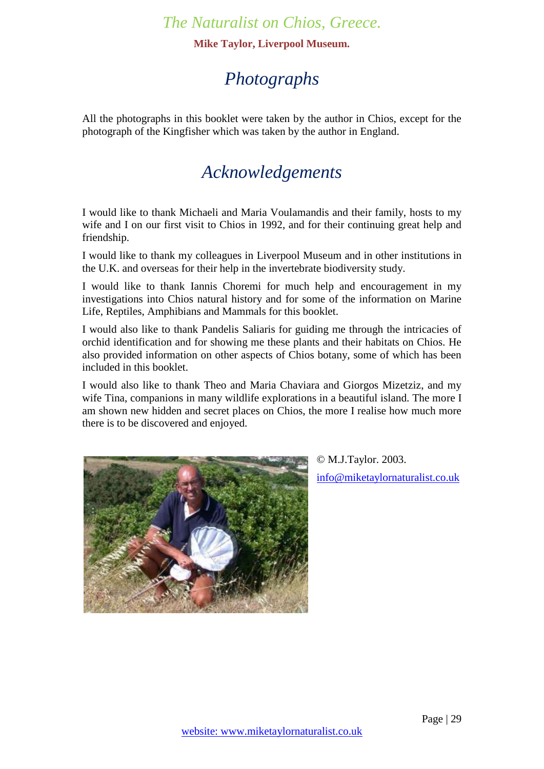# Photographs

All the photographs in this booklet were taken by the author in Chios, except for the photograph of the Kingfisher which was taken by the author in England.

# Acknowledgements

I would like to thank Michaeli and Maria Voulamandis and their family, hosts to my wife and I on our first visit to Chios in 1992, and for their continuing great help and friendship.

I would like to thank my colleagues in Liverpool Museum and in other institutions in the U.K. and overseas for their help in the invertebrate biodiversity study.

I would like to thank Iannis Choremi for much help and encouragement in my investigations into Chios natural history and for some of the information on Marine Life, Reptiles, Amphibians and Mammals for this booklet.

I would also like to thank Pandelis Saliaris for guiding me through the intricacies of orchid identification and for showing me these plants and their habitats on Chios. He also provided information on other aspects of Chios botany, some of which has been included in this booklet.

I would also like to thank Theo and Maria Chaviara and Giorgos Mizetziz, and my wife Tina, companions in many wildlife explorations in a beautiful island. The more I am shown new hidden and secret places on Chios, the more I realise how much more there is to be discovered and enjoyed.

© M.J.Taylor. 2003.

info@miketaylornaturalist.co.uk